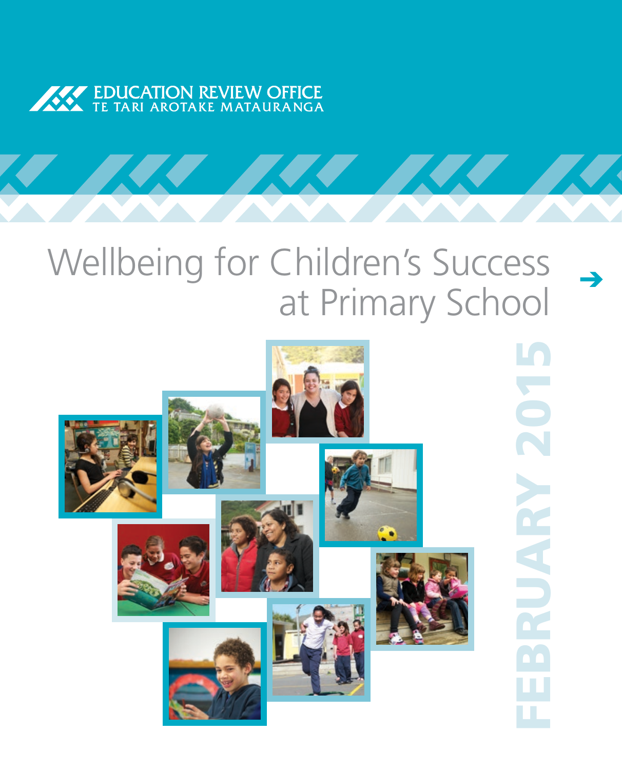EDUCATION REVIEW OFFICE
TE TARI AROTAKE MATAURANGA

# Wellbeing for Children's Success at Primary School

FEBRUARY 2015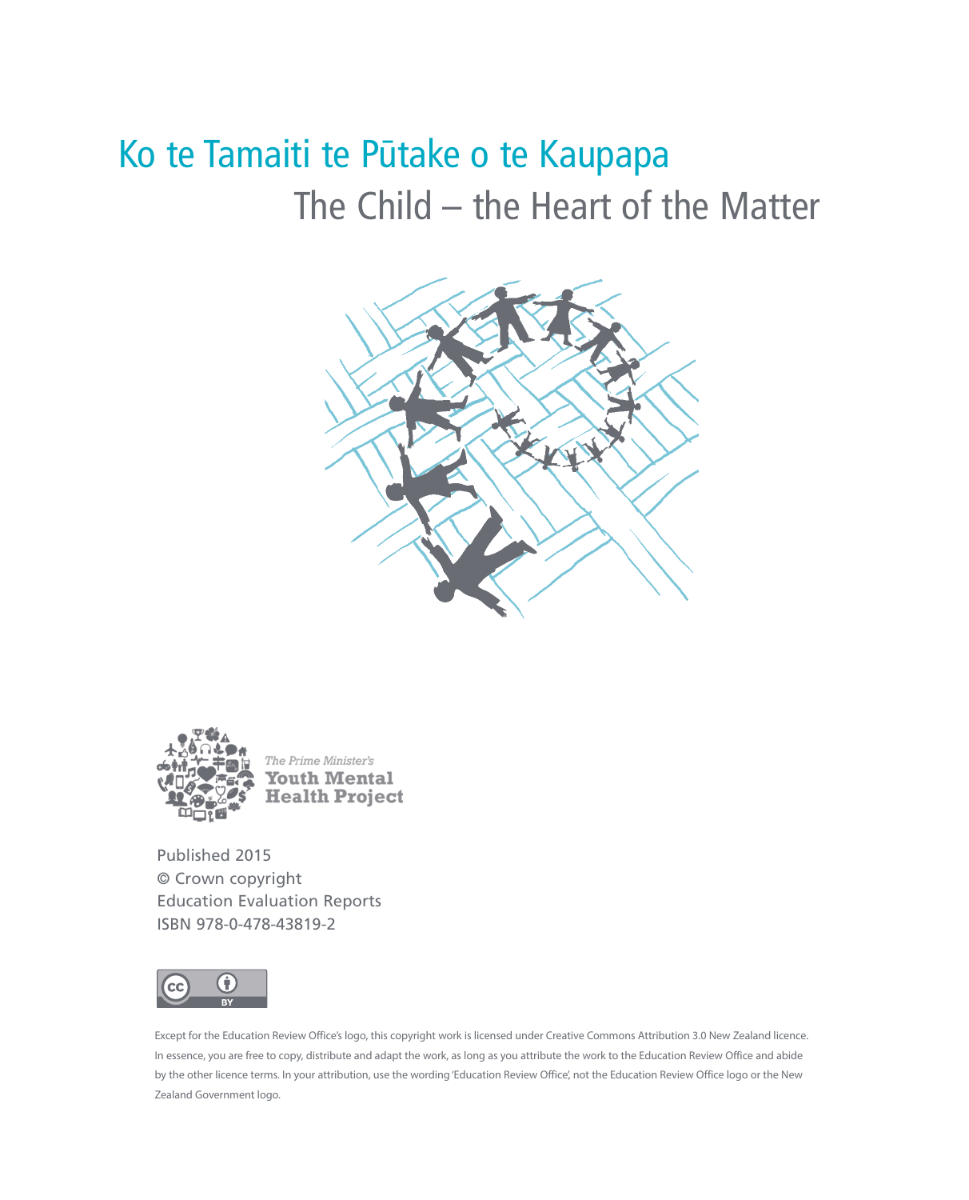# Ko te Tamaiti te Pūtake o te Kaupapa

## The Child – the Heart of the Matter

The Prime Minister's
**Youth Mental Health Project**

Published 2015
© Crown copyright
Education Evaluation Reports
ISBN 978-0-478-43819-2

Except for the Education Review Office's logo, this copyright work is licensed under Creative Commons Attribution 3.0 New Zealand licence. In essence, you are free to copy, distribute and adapt the work, as long as you attribute the work to the Education Review Office and abide by the other licence terms. In your attribution, use the wording 'Education Review Office', not the Education Review Office logo or the New Zealand Government logo.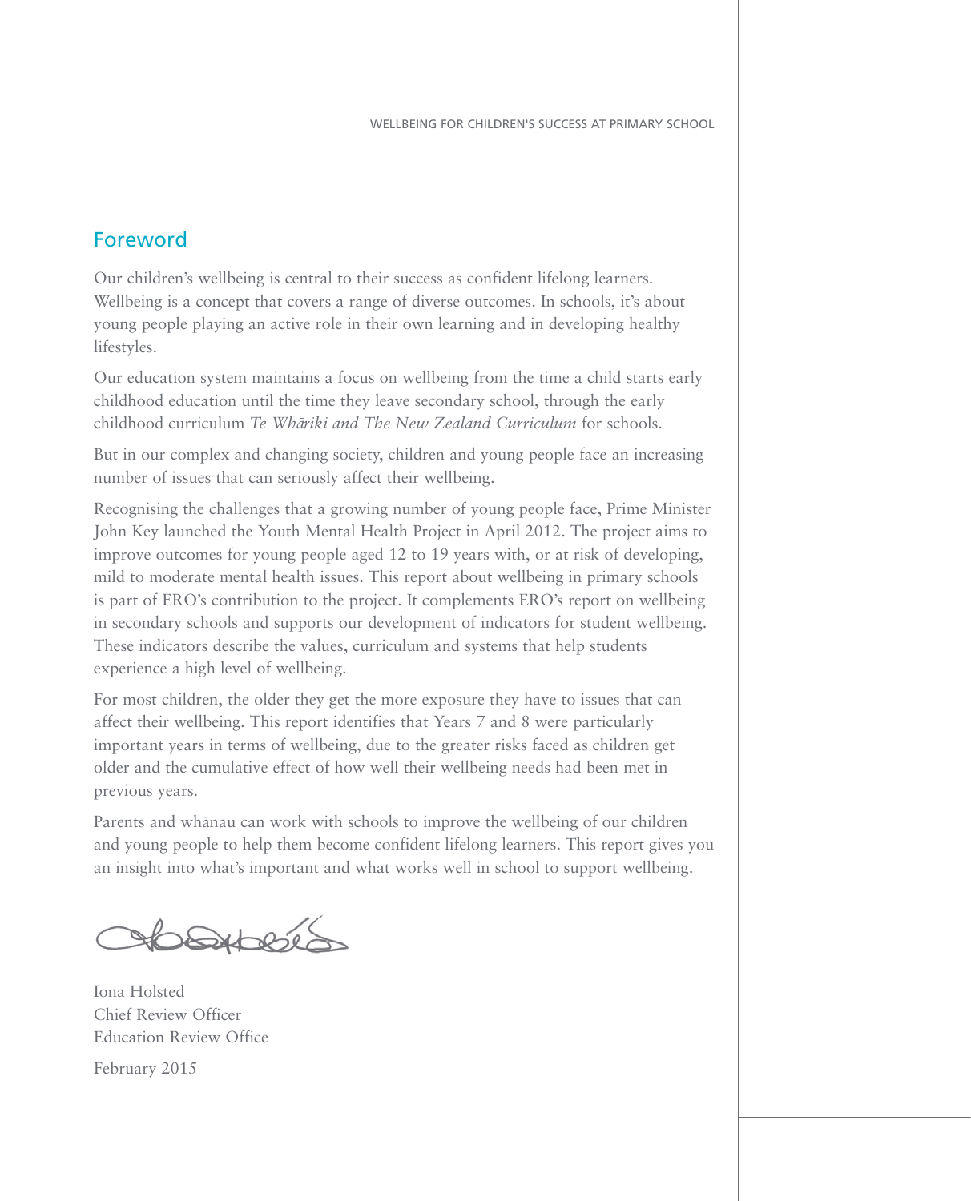## Foreword

Our children's wellbeing is central to their success as confident lifelong learners. Wellbeing is a concept that covers a range of diverse outcomes. In schools, it's about young people playing an active role in their own learning and in developing healthy lifestyles.

Our education system maintains a focus on wellbeing from the time a child starts early childhood education until the time they leave secondary school, through the early childhood curriculum *Te Whāriki and The New Zealand Curriculum* for schools.

But in our complex and changing society, children and young people face an increasing number of issues that can seriously affect their wellbeing.

Recognising the challenges that a growing number of young people face, Prime Minister John Key launched the Youth Mental Health Project in April 2012. The project aims to improve outcomes for young people aged 12 to 19 years with, or at risk of developing, mild to moderate mental health issues. This report about wellbeing in primary schools is part of ERO's contribution to the project. It complements ERO's report on wellbeing in secondary schools and supports our development of indicators for student wellbeing. These indicators describe the values, curriculum and systems that help students experience a high level of wellbeing.

For most children, the older they get the more exposure they have to issues that can affect their wellbeing. This report identifies that Years 7 and 8 were particularly important years in terms of wellbeing, due to the greater risks faced as children get older and the cumulative effect of how well their wellbeing needs had been met in previous years.

Parents and whānau can work with schools to improve the wellbeing of our children and young people to help them become confident lifelong learners. This report gives you an insight into what's important and what works well in school to support wellbeing.

Iona Holsted
Chief Review Officer
Education Review Office

February 2015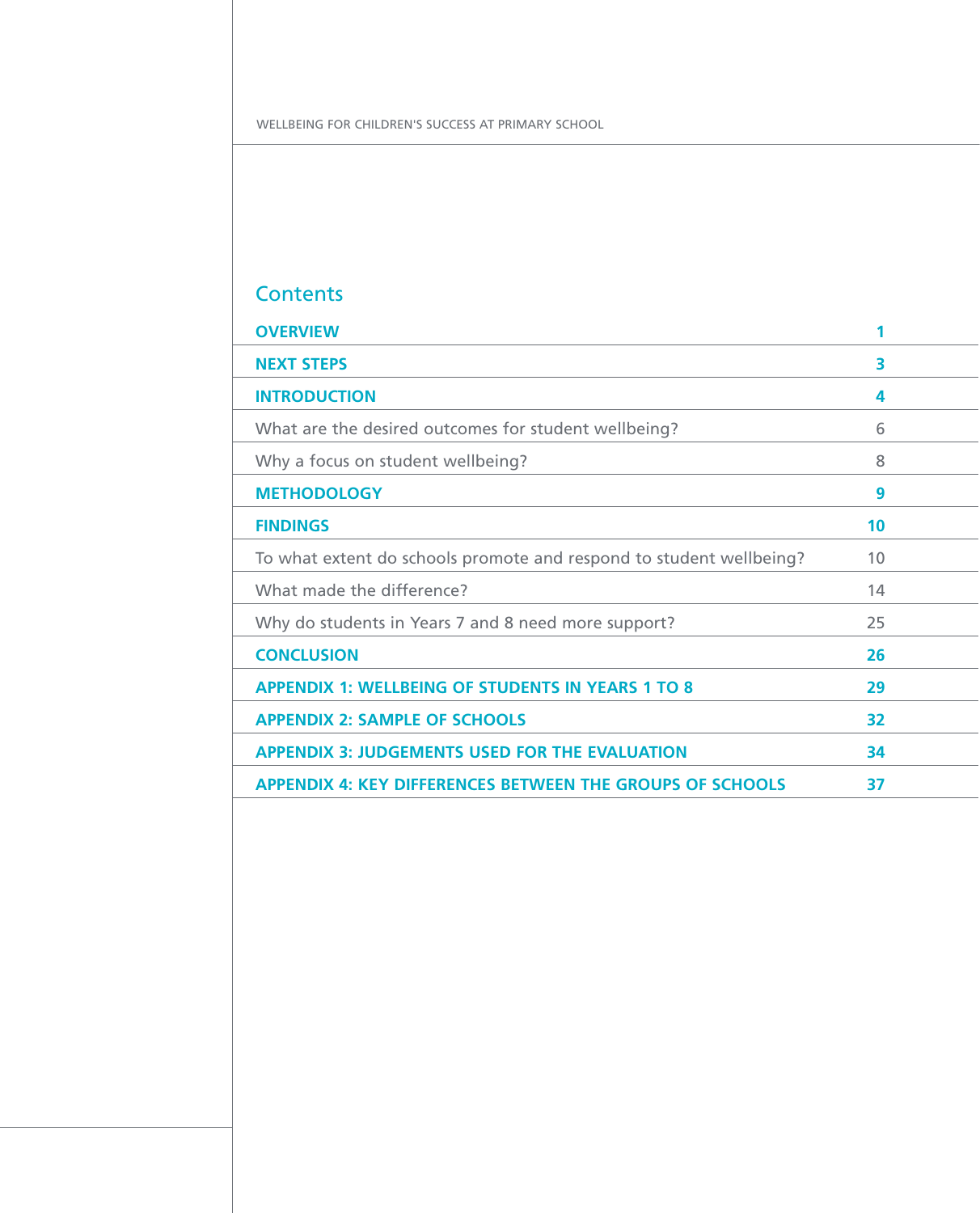## Contents

| | |
|---|---|
| **OVERVIEW** | **1** |
| **NEXT STEPS** | **3** |
| **INTRODUCTION** | **4** |
| What are the desired outcomes for student wellbeing? | 6 |
| Why a focus on student wellbeing? | 8 |
| **METHODOLOGY** | **9** |
| **FINDINGS** | **10** |
| To what extent do schools promote and respond to student wellbeing? | 10 |
| What made the difference? | 14 |
| Why do students in Years 7 and 8 need more support? | 25 |
| **CONCLUSION** | **26** |
| **APPENDIX 1: WELLBEING OF STUDENTS IN YEARS 1 TO 8** | **29** |
| **APPENDIX 2: SAMPLE OF SCHOOLS** | **32** |
| **APPENDIX 3: JUDGEMENTS USED FOR THE EVALUATION** | **34** |
| **APPENDIX 4: KEY DIFFERENCES BETWEEN THE GROUPS OF SCHOOLS** | **37** |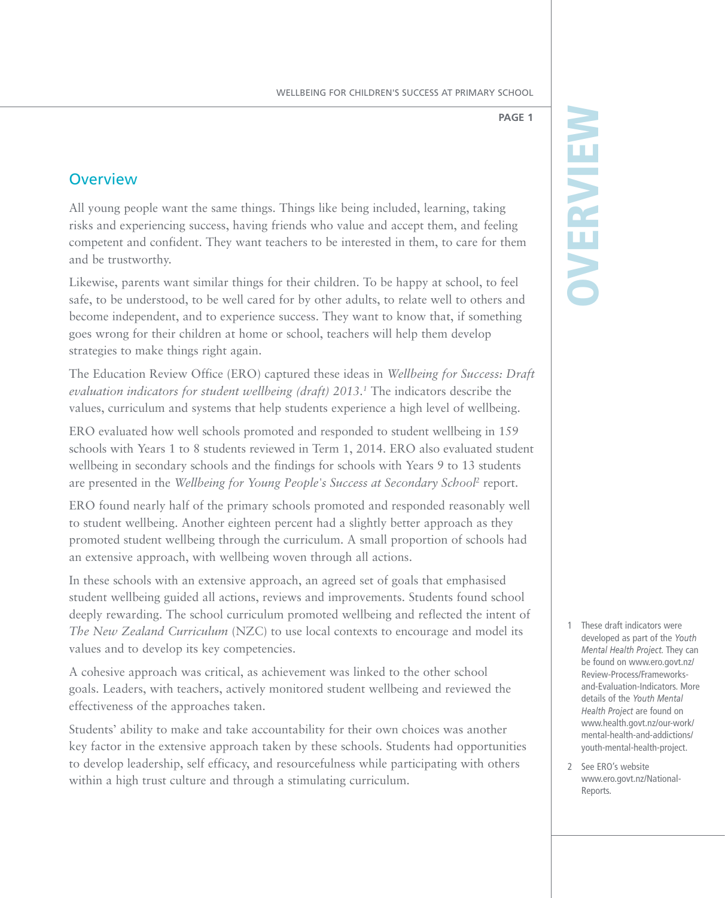## Overview

All young people want the same things. Things like being included, learning, taking risks and experiencing success, having friends who value and accept them, and feeling competent and confident. They want teachers to be interested in them, to care for them and be trustworthy.

Likewise, parents want similar things for their children. To be happy at school, to feel safe, to be understood, to be well cared for by other adults, to relate well to others and become independent, and to experience success. They want to know that, if something goes wrong for their children at home or school, teachers will help them develop strategies to make things right again.

The Education Review Office (ERO) captured these ideas in *Wellbeing for Success: Draft evaluation indicators for student wellbeing (draft) 2013.*[1] The indicators describe the values, curriculum and systems that help students experience a high level of wellbeing.

ERO evaluated how well schools promoted and responded to student wellbeing in 159 schools with Years 1 to 8 students reviewed in Term 1, 2014. ERO also evaluated student wellbeing in secondary schools and the findings for schools with Years 9 to 13 students are presented in the *Wellbeing for Young People's Success at Secondary School*[2] report.

ERO found nearly half of the primary schools promoted and responded reasonably well to student wellbeing. Another eighteen percent had a slightly better approach as they promoted student wellbeing through the curriculum. A small proportion of schools had an extensive approach, with wellbeing woven through all actions.

In these schools with an extensive approach, an agreed set of goals that emphasised student wellbeing guided all actions, reviews and improvements. Students found school deeply rewarding. The school curriculum promoted wellbeing and reflected the intent of *The New Zealand Curriculum* (NZC) to use local contexts to encourage and model its values and to develop its key competencies.

A cohesive approach was critical, as achievement was linked to the other school goals. Leaders, with teachers, actively monitored student wellbeing and reviewed the effectiveness of the approaches taken.

Students' ability to make and take accountability for their own choices was another key factor in the extensive approach taken by these schools. Students had opportunities to develop leadership, self efficacy, and resourcefulness while participating with others within a high trust culture and through a stimulating curriculum.

---

1 These draft indicators were developed as part of the *Youth Mental Health Project.* They can be found on www.ero.govt.nz/Review-Process/Frameworks-and-Evaluation-Indicators. More details of the *Youth Mental Health Project* are found on www.health.govt.nz/our-work/mental-health-and-addictions/youth-mental-health-project.

2 See ERO's website www.ero.govt.nz/National-Reports.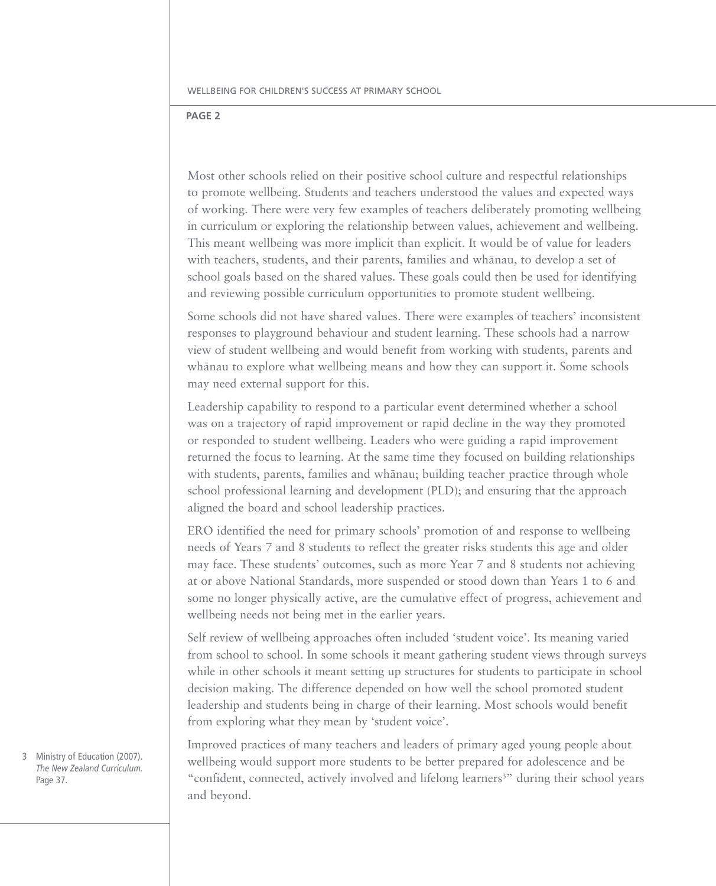Most other schools relied on their positive school culture and respectful relationships to promote wellbeing. Students and teachers understood the values and expected ways of working. There were very few examples of teachers deliberately promoting wellbeing in curriculum or exploring the relationship between values, achievement and wellbeing. This meant wellbeing was more implicit than explicit. It would be of value for leaders with teachers, students, and their parents, families and whānau, to develop a set of school goals based on the shared values. These goals could then be used for identifying and reviewing possible curriculum opportunities to promote student wellbeing.

Some schools did not have shared values. There were examples of teachers' inconsistent responses to playground behaviour and student learning. These schools had a narrow view of student wellbeing and would benefit from working with students, parents and whānau to explore what wellbeing means and how they can support it. Some schools may need external support for this.

Leadership capability to respond to a particular event determined whether a school was on a trajectory of rapid improvement or rapid decline in the way they promoted or responded to student wellbeing. Leaders who were guiding a rapid improvement returned the focus to learning. At the same time they focused on building relationships with students, parents, families and whānau; building teacher practice through whole school professional learning and development (PLD); and ensuring that the approach aligned the board and school leadership practices.

ERO identified the need for primary schools' promotion of and response to wellbeing needs of Years 7 and 8 students to reflect the greater risks students this age and older may face. These students' outcomes, such as more Year 7 and 8 students not achieving at or above National Standards, more suspended or stood down than Years 1 to 6 and some no longer physically active, are the cumulative effect of progress, achievement and wellbeing needs not being met in the earlier years.

Self review of wellbeing approaches often included 'student voice'. Its meaning varied from school to school. In some schools it meant gathering student views through surveys while in other schools it meant setting up structures for students to participate in school decision making. The difference depended on how well the school promoted student leadership and students being in charge of their learning. Most schools would benefit from exploring what they mean by 'student voice'.

Improved practices of many teachers and leaders of primary aged young people about wellbeing would support more students to be better prepared for adolescence and be "confident, connected, actively involved and lifelong learners[3]" during their school years and beyond.

3 Ministry of Education (2007). *The New Zealand Curriculum.* Page 37.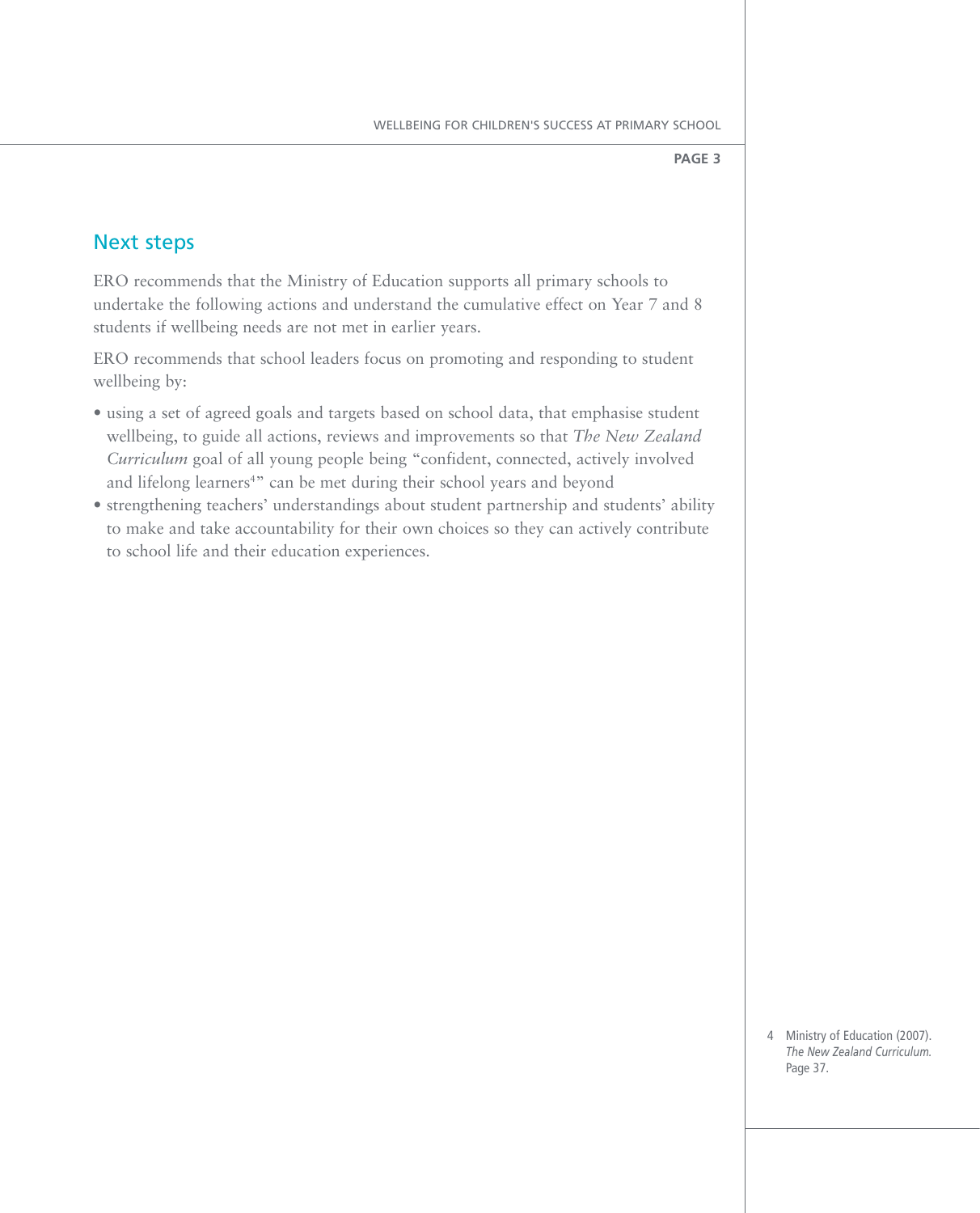## Next steps

ERO recommends that the Ministry of Education supports all primary schools to undertake the following actions and understand the cumulative effect on Year 7 and 8 students if wellbeing needs are not met in earlier years.

ERO recommends that school leaders focus on promoting and responding to student wellbeing by:

- using a set of agreed goals and targets based on school data, that emphasise student wellbeing, to guide all actions, reviews and improvements so that *The New Zealand Curriculum* goal of all young people being "confident, connected, actively involved and lifelong learners[4]" can be met during their school years and beyond
- strengthening teachers' understandings about student partnership and students' ability to make and take accountability for their own choices so they can actively contribute to school life and their education experiences.

4 Ministry of Education (2007). *The New Zealand Curriculum.* Page 37.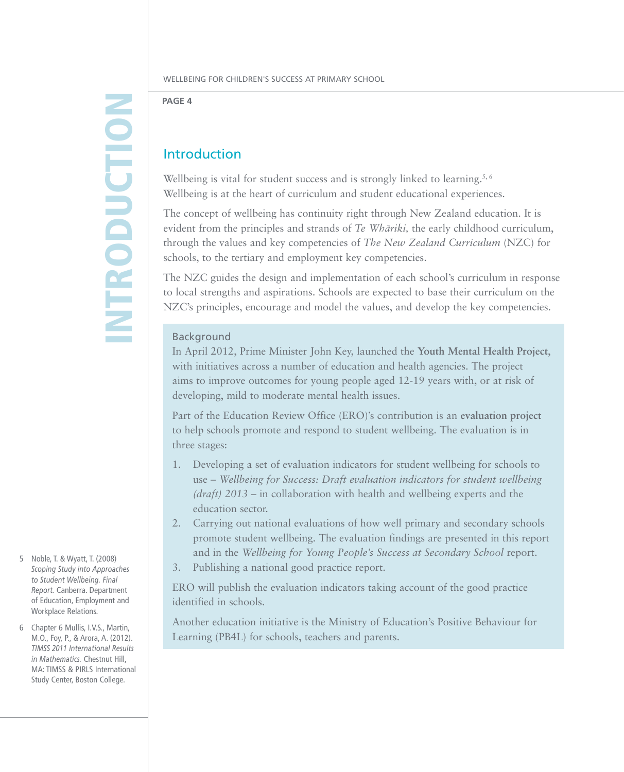## Introduction

Wellbeing is vital for student success and is strongly linked to learning.[5, 6] Wellbeing is at the heart of curriculum and student educational experiences.

The concept of wellbeing has continuity right through New Zealand education. It is evident from the principles and strands of *Te Whāriki,* the early childhood curriculum, through the values and key competencies of *The New Zealand Curriculum* (NZC) for schools, to the tertiary and employment key competencies.

The NZC guides the design and implementation of each school's curriculum in response to local strengths and aspirations. Schools are expected to base their curriculum on the NZC's principles, encourage and model the values, and develop the key competencies.

### Background

In April 2012, Prime Minister John Key, launched the **Youth Mental Health Project**, with initiatives across a number of education and health agencies. The project aims to improve outcomes for young people aged 12-19 years with, or at risk of developing, mild to moderate mental health issues.

Part of the Education Review Office (ERO)'s contribution is an **evaluation project** to help schools promote and respond to student wellbeing. The evaluation is in three stages:

1. Developing a set of evaluation indicators for student wellbeing for schools to use – *Wellbeing for Success: Draft evaluation indicators for student wellbeing (draft) 2013* – in collaboration with health and wellbeing experts and the education sector.
2. Carrying out national evaluations of how well primary and secondary schools promote student wellbeing. The evaluation findings are presented in this report and in the *Wellbeing for Young People's Success at Secondary School* report.
3. Publishing a national good practice report.

ERO will publish the evaluation indicators taking account of the good practice identified in schools.

Another education initiative is the Ministry of Education's Positive Behaviour for Learning (PB4L) for schools, teachers and parents.

---

5 Noble, T. & Wyatt, T. (2008) *Scoping Study into Approaches to Student Wellbeing. Final Report.* Canberra. Department of Education, Employment and Workplace Relations.

6 Chapter 6 Mullis, I.V.S., Martin, M.O., Foy, P., & Arora, A. (2012). *TIMSS 2011 International Results in Mathematics.* Chestnut Hill, MA: TIMSS & PIRLS International Study Center, Boston College.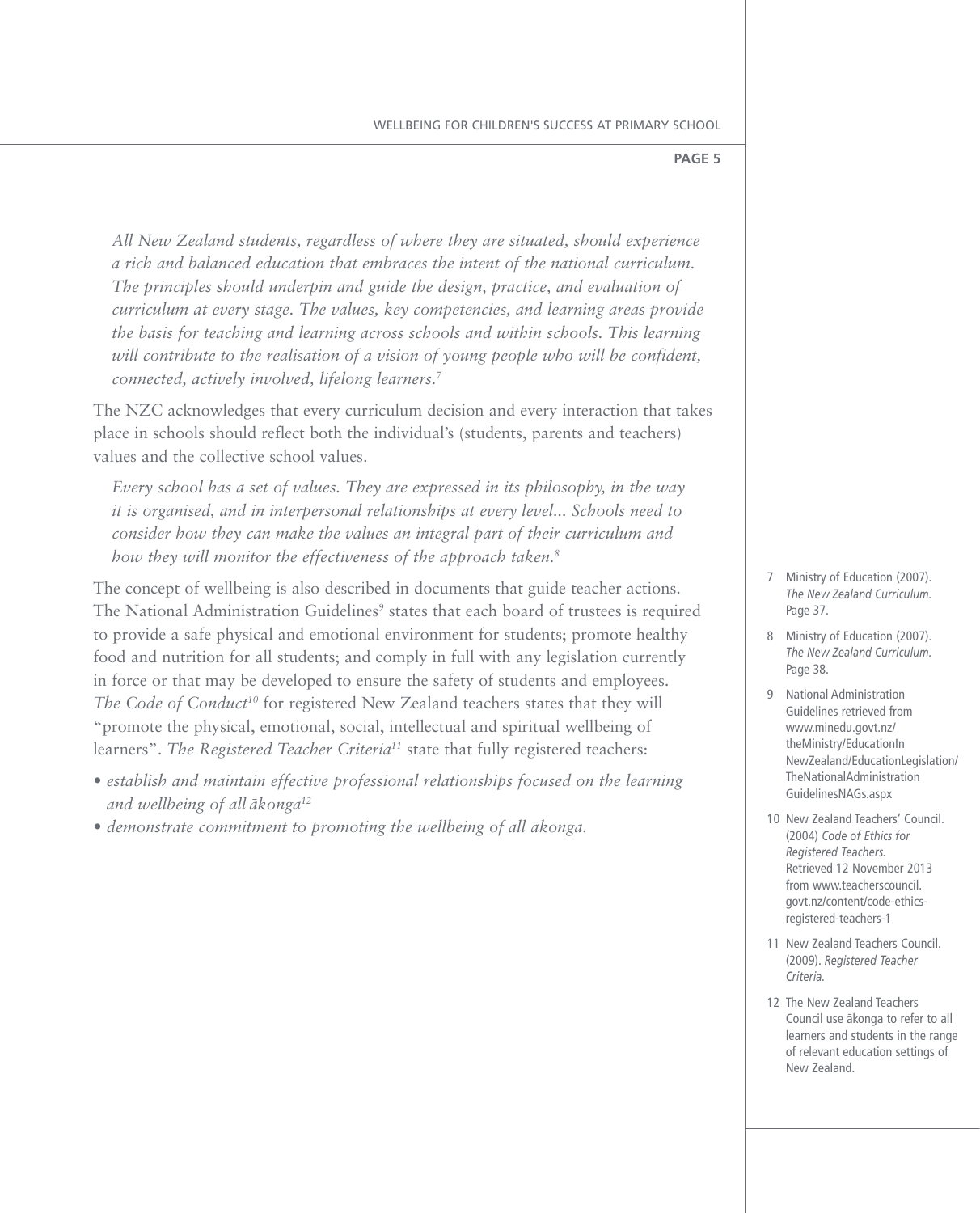*All New Zealand students, regardless of where they are situated, should experience a rich and balanced education that embraces the intent of the national curriculum. The principles should underpin and guide the design, practice, and evaluation of curriculum at every stage. The values, key competencies, and learning areas provide the basis for teaching and learning across schools and within schools. This learning will contribute to the realisation of a vision of young people who will be confident, connected, actively involved, lifelong learners.*[7]

The NZC acknowledges that every curriculum decision and every interaction that takes place in schools should reflect both the individual's (students, parents and teachers) values and the collective school values.

*Every school has a set of values. They are expressed in its philosophy, in the way it is organised, and in interpersonal relationships at every level... Schools need to consider how they can make the values an integral part of their curriculum and how they will monitor the effectiveness of the approach taken.*[8]

The concept of wellbeing is also described in documents that guide teacher actions. The National Administration Guidelines[9] states that each board of trustees is required to provide a safe physical and emotional environment for students; promote healthy food and nutrition for all students; and comply in full with any legislation currently in force or that may be developed to ensure the safety of students and employees. *The Code of Conduct*[10] for registered New Zealand teachers states that they will "promote the physical, emotional, social, intellectual and spiritual wellbeing of learners". *The Registered Teacher Criteria*[11] state that fully registered teachers:

- *establish and maintain effective professional relationships focused on the learning and wellbeing of all ākonga*[12]
- *demonstrate commitment to promoting the wellbeing of all ākonga.*

---

7 Ministry of Education (2007). *The New Zealand Curriculum.* Page 37.

8 Ministry of Education (2007). *The New Zealand Curriculum.* Page 38.

9 National Administration Guidelines retrieved from www.minedu.govt.nz/theMinistry/EducationInNewZealand/EducationLegislation/TheNationalAdministrationGuidelinesNAGs.aspx

10 New Zealand Teachers' Council. (2004) *Code of Ethics for Registered Teachers.* Retrieved 12 November 2013 from www.teacherscouncil.govt.nz/content/code-ethics-registered-teachers-1

11 New Zealand Teachers Council. (2009). *Registered Teacher Criteria.*

12 The New Zealand Teachers Council use ākonga to refer to all learners and students in the range of relevant education settings of New Zealand.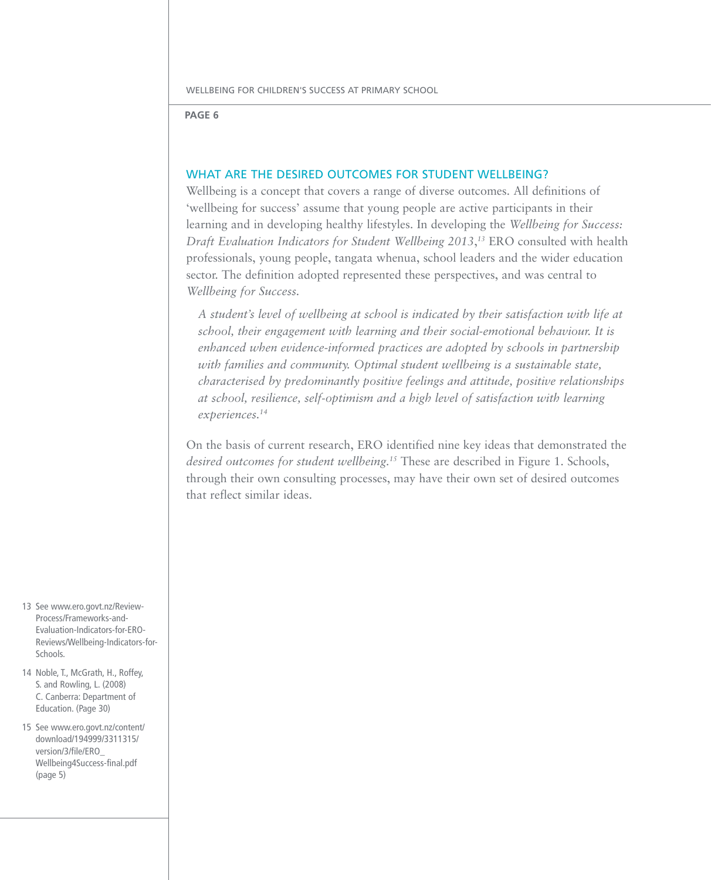## WHAT ARE THE DESIRED OUTCOMES FOR STUDENT WELLBEING?

Wellbeing is a concept that covers a range of diverse outcomes. All definitions of 'wellbeing for success' assume that young people are active participants in their learning and in developing healthy lifestyles. In developing the *Wellbeing for Success: Draft Evaluation Indicators for Student Wellbeing 2013*,[13] ERO consulted with health professionals, young people, tangata whenua, school leaders and the wider education sector. The definition adopted represented these perspectives, and was central to *Wellbeing for Success*.

> *A student's level of wellbeing at school is indicated by their satisfaction with life at school, their engagement with learning and their social-emotional behaviour. It is enhanced when evidence-informed practices are adopted by schools in partnership with families and community. Optimal student wellbeing is a sustainable state, characterised by predominantly positive feelings and attitude, positive relationships at school, resilience, self-optimism and a high level of satisfaction with learning experiences.*[14]

On the basis of current research, ERO identified nine key ideas that demonstrated the *desired outcomes for student wellbeing*.[15] These are described in Figure 1. Schools, through their own consulting processes, may have their own set of desired outcomes that reflect similar ideas.

13 See www.ero.govt.nz/Review-Process/Frameworks-and-Evaluation-Indicators-for-ERO-Reviews/Wellbeing-Indicators-for-Schools.

14 Noble, T., McGrath, H., Roffey, S. and Rowling, L. (2008) C. Canberra: Department of Education. (Page 30)

15 See www.ero.govt.nz/content/download/194999/3311315/version/3/file/ERO_Wellbeing4Success-final.pdf (page 5)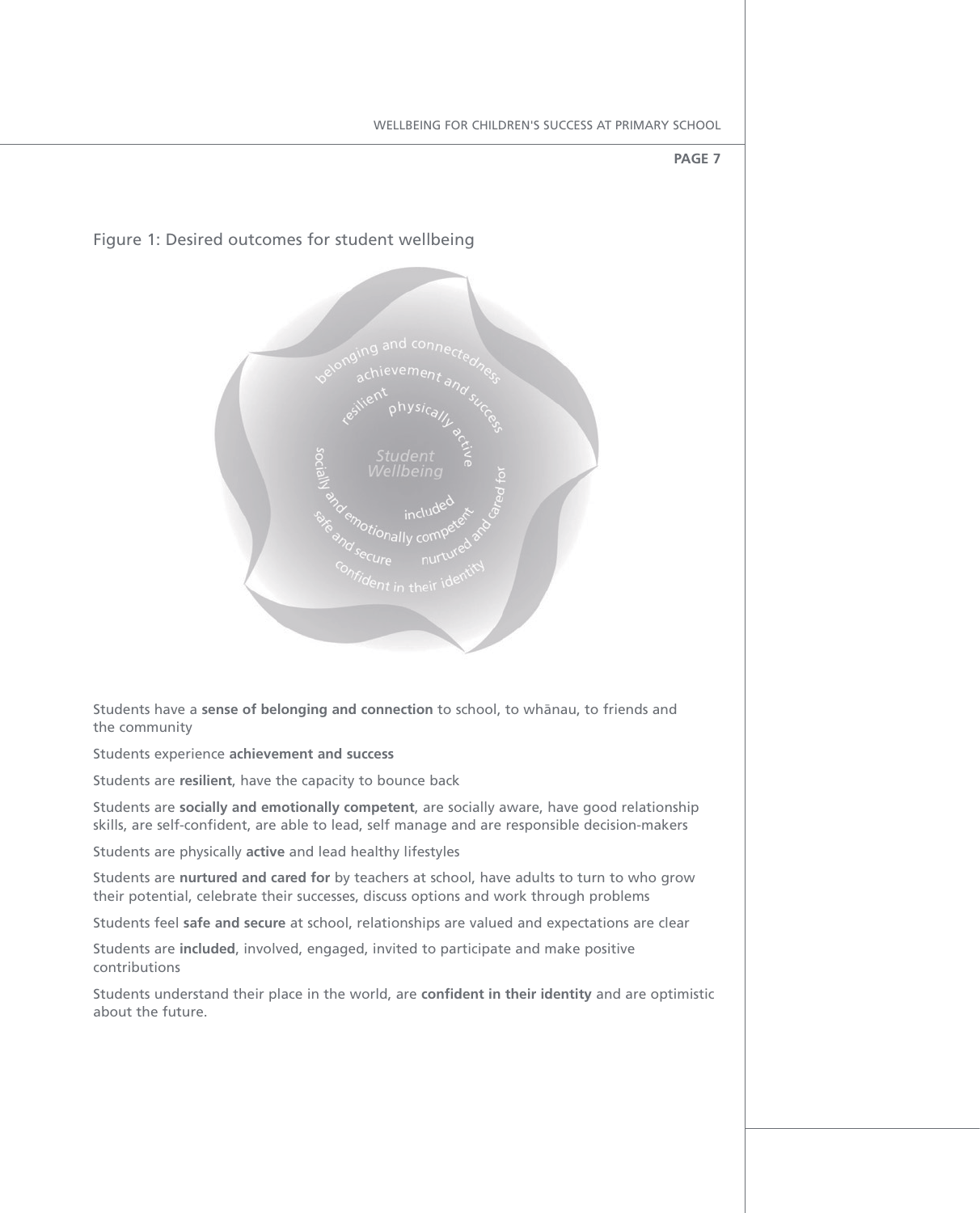Figure 1: Desired outcomes for student wellbeing

Students have a **sense of belonging and connection** to school, to whānau, to friends and the community

Students experience **achievement and success**

Students are **resilient**, have the capacity to bounce back

Students are **socially and emotionally competent**, are socially aware, have good relationship skills, are self-confident, are able to lead, self manage and are responsible decision-makers

Students are physically **active** and lead healthy lifestyles

Students are **nurtured and cared for** by teachers at school, have adults to turn to who grow their potential, celebrate their successes, discuss options and work through problems

Students feel **safe and secure** at school, relationships are valued and expectations are clear

Students are **included**, involved, engaged, invited to participate and make positive contributions

Students understand their place in the world, are **confident in their identity** and are optimistic about the future.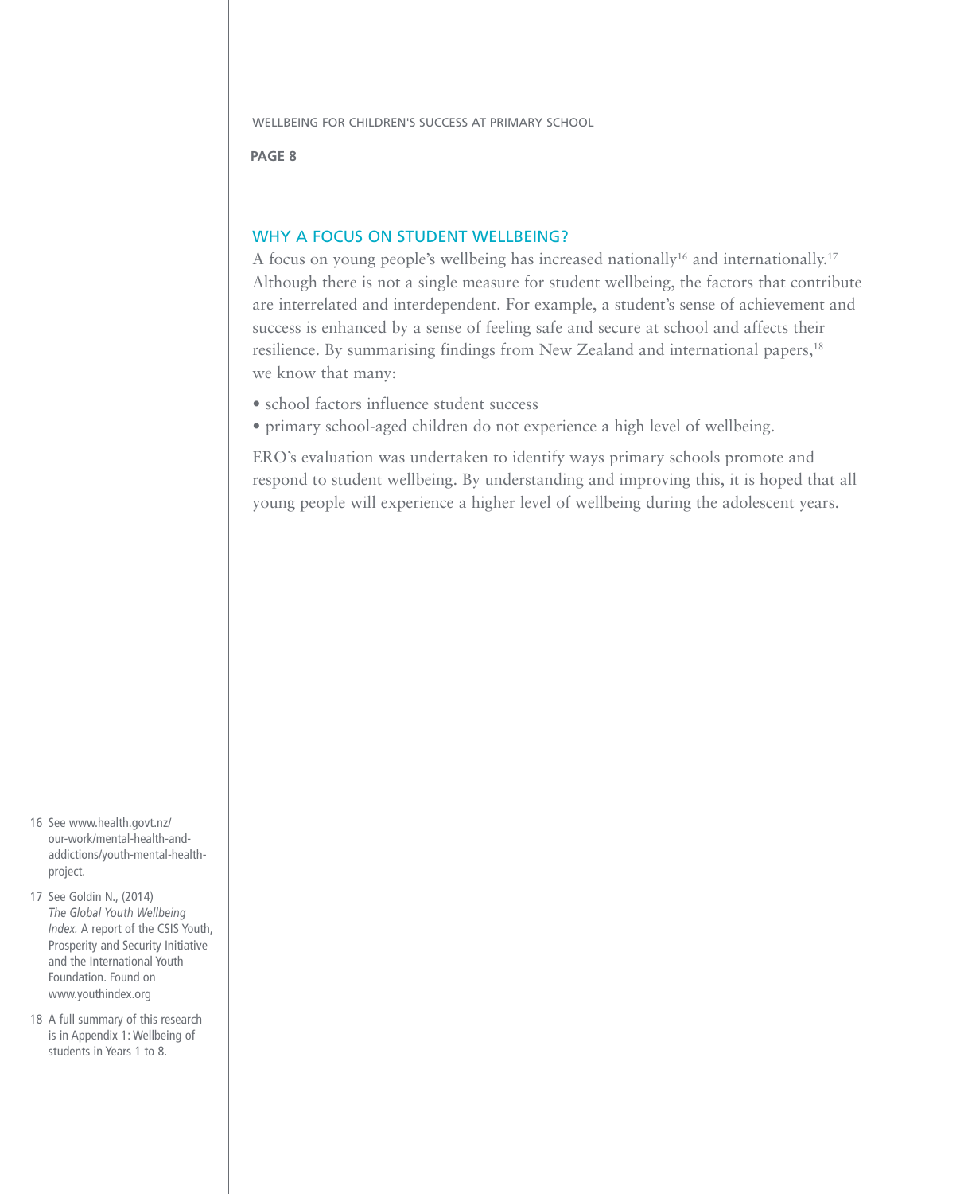## WHY A FOCUS ON STUDENT WELLBEING?

A focus on young people's wellbeing has increased nationally[16] and internationally.[17] Although there is not a single measure for student wellbeing, the factors that contribute are interrelated and interdependent. For example, a student's sense of achievement and success is enhanced by a sense of feeling safe and secure at school and affects their resilience. By summarising findings from New Zealand and international papers,[18] we know that many:

- school factors influence student success
- primary school-aged children do not experience a high level of wellbeing.

ERO's evaluation was undertaken to identify ways primary schools promote and respond to student wellbeing. By understanding and improving this, it is hoped that all young people will experience a higher level of wellbeing during the adolescent years.

---

16 See www.health.govt.nz/our-work/mental-health-and-addictions/youth-mental-health-project.

17 See Goldin N., (2014) *The Global Youth Wellbeing Index.* A report of the CSIS Youth, Prosperity and Security Initiative and the International Youth Foundation. Found on www.youthindex.org

18 A full summary of this research is in Appendix 1: Wellbeing of students in Years 1 to 8.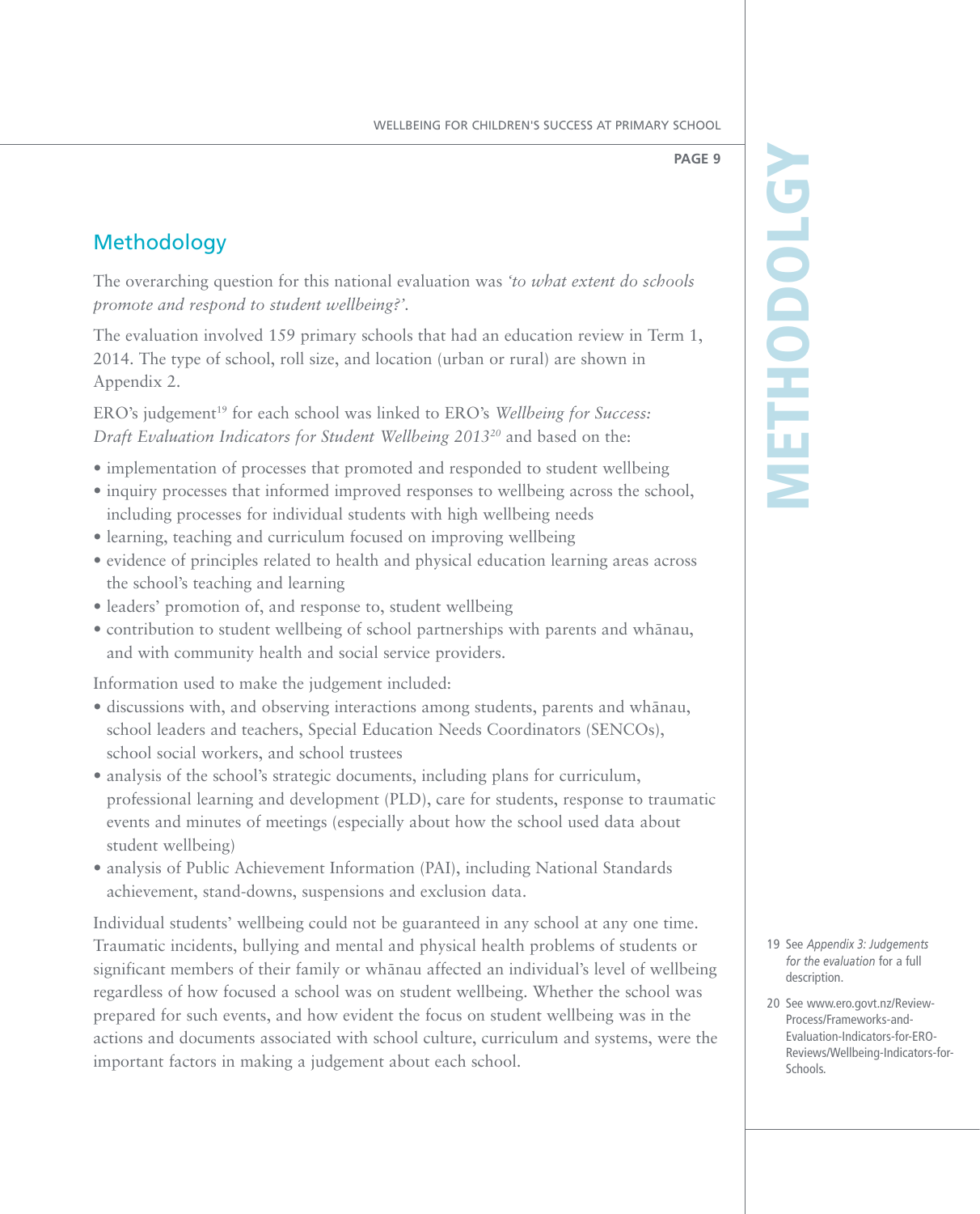## Methodology

The overarching question for this national evaluation was *'to what extent do schools promote and respond to student wellbeing?'*.

The evaluation involved 159 primary schools that had an education review in Term 1, 2014. The type of school, roll size, and location (urban or rural) are shown in Appendix 2.

ERO's judgement[19] for each school was linked to ERO's *Wellbeing for Success: Draft Evaluation Indicators for Student Wellbeing 2013*[20] and based on the:

- implementation of processes that promoted and responded to student wellbeing
- inquiry processes that informed improved responses to wellbeing across the school, including processes for individual students with high wellbeing needs
- learning, teaching and curriculum focused on improving wellbeing
- evidence of principles related to health and physical education learning areas across the school's teaching and learning
- leaders' promotion of, and response to, student wellbeing
- contribution to student wellbeing of school partnerships with parents and whānau, and with community health and social service providers.

Information used to make the judgement included:

- discussions with, and observing interactions among students, parents and whānau, school leaders and teachers, Special Education Needs Coordinators (SENCOs), school social workers, and school trustees
- analysis of the school's strategic documents, including plans for curriculum, professional learning and development (PLD), care for students, response to traumatic events and minutes of meetings (especially about how the school used data about student wellbeing)
- analysis of Public Achievement Information (PAI), including National Standards achievement, stand-downs, suspensions and exclusion data.

Individual students' wellbeing could not be guaranteed in any school at any one time. Traumatic incidents, bullying and mental and physical health problems of students or significant members of their family or whānau affected an individual's level of wellbeing regardless of how focused a school was on student wellbeing. Whether the school was prepared for such events, and how evident the focus on student wellbeing was in the actions and documents associated with school culture, curriculum and systems, were the important factors in making a judgement about each school.

19 See *Appendix 3: Judgements for the evaluation* for a full description.

20 See www.ero.govt.nz/Review-Process/Frameworks-and-Evaluation-Indicators-for-ERO-Reviews/Wellbeing-Indicators-for-Schools.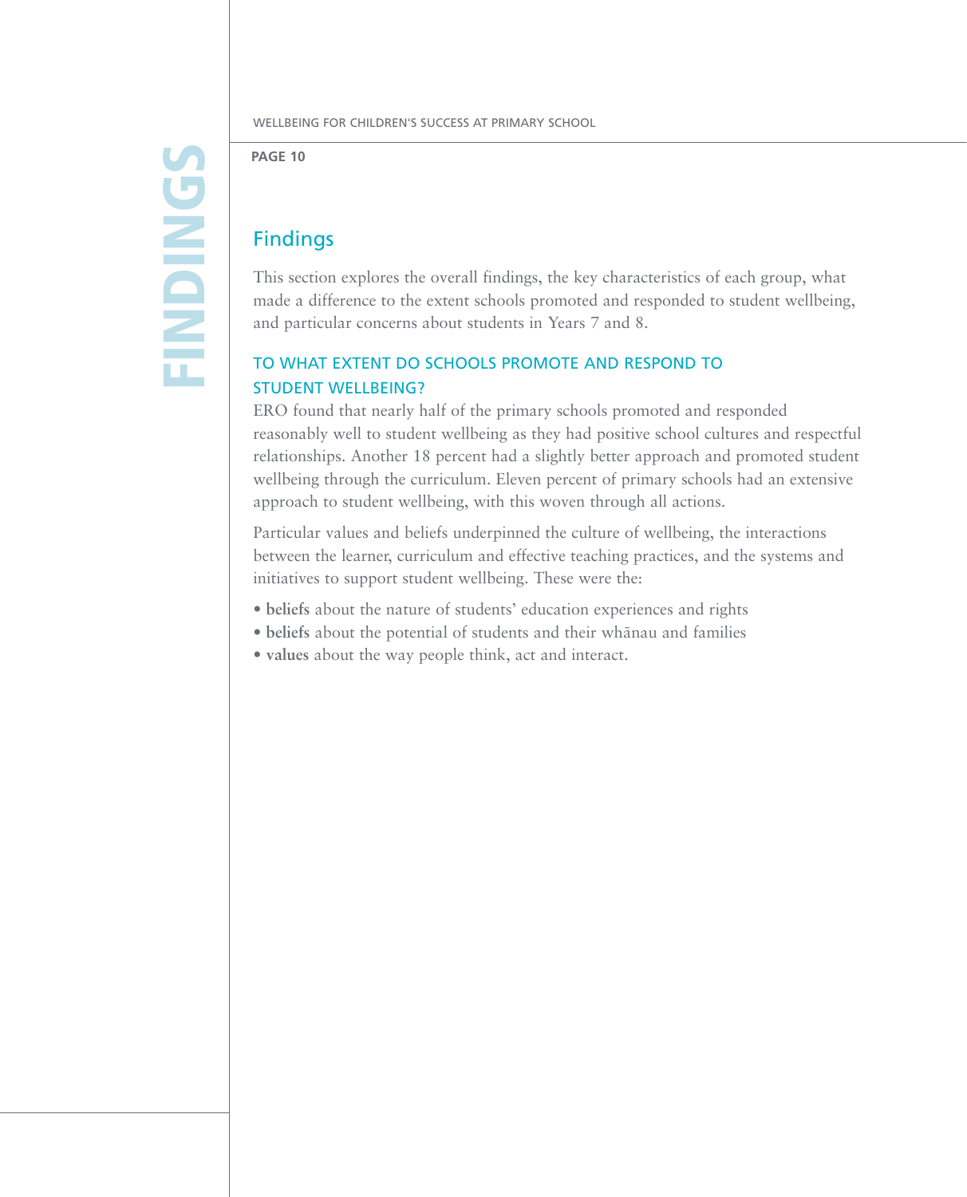## Findings

This section explores the overall findings, the key characteristics of each group, what made a difference to the extent schools promoted and responded to student wellbeing, and particular concerns about students in Years 7 and 8.

### TO WHAT EXTENT DO SCHOOLS PROMOTE AND RESPOND TO STUDENT WELLBEING?

ERO found that nearly half of the primary schools promoted and responded reasonably well to student wellbeing as they had positive school cultures and respectful relationships. Another 18 percent had a slightly better approach and promoted student wellbeing through the curriculum. Eleven percent of primary schools had an extensive approach to student wellbeing, with this woven through all actions.

Particular values and beliefs underpinned the culture of wellbeing, the interactions between the learner, curriculum and effective teaching practices, and the systems and initiatives to support student wellbeing. These were the:

- **beliefs** about the nature of students' education experiences and rights
- **beliefs** about the potential of students and their whānau and families
- **values** about the way people think, act and interact.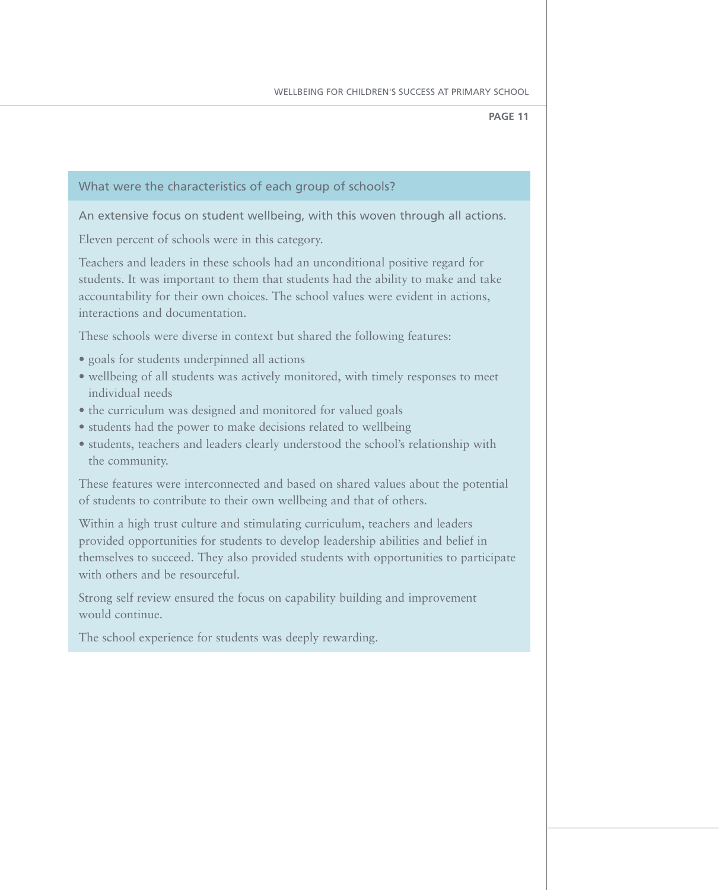### What were the characteristics of each group of schools?

#### An extensive focus on student wellbeing, with this woven through all actions.

Eleven percent of schools were in this category.

Teachers and leaders in these schools had an unconditional positive regard for students. It was important to them that students had the ability to make and take accountability for their own choices. The school values were evident in actions, interactions and documentation.

These schools were diverse in context but shared the following features:

- goals for students underpinned all actions
- wellbeing of all students was actively monitored, with timely responses to meet individual needs
- the curriculum was designed and monitored for valued goals
- students had the power to make decisions related to wellbeing
- students, teachers and leaders clearly understood the school's relationship with the community.

These features were interconnected and based on shared values about the potential of students to contribute to their own wellbeing and that of others.

Within a high trust culture and stimulating curriculum, teachers and leaders provided opportunities for students to develop leadership abilities and belief in themselves to succeed. They also provided students with opportunities to participate with others and be resourceful.

Strong self review ensured the focus on capability building and improvement would continue.

The school experience for students was deeply rewarding.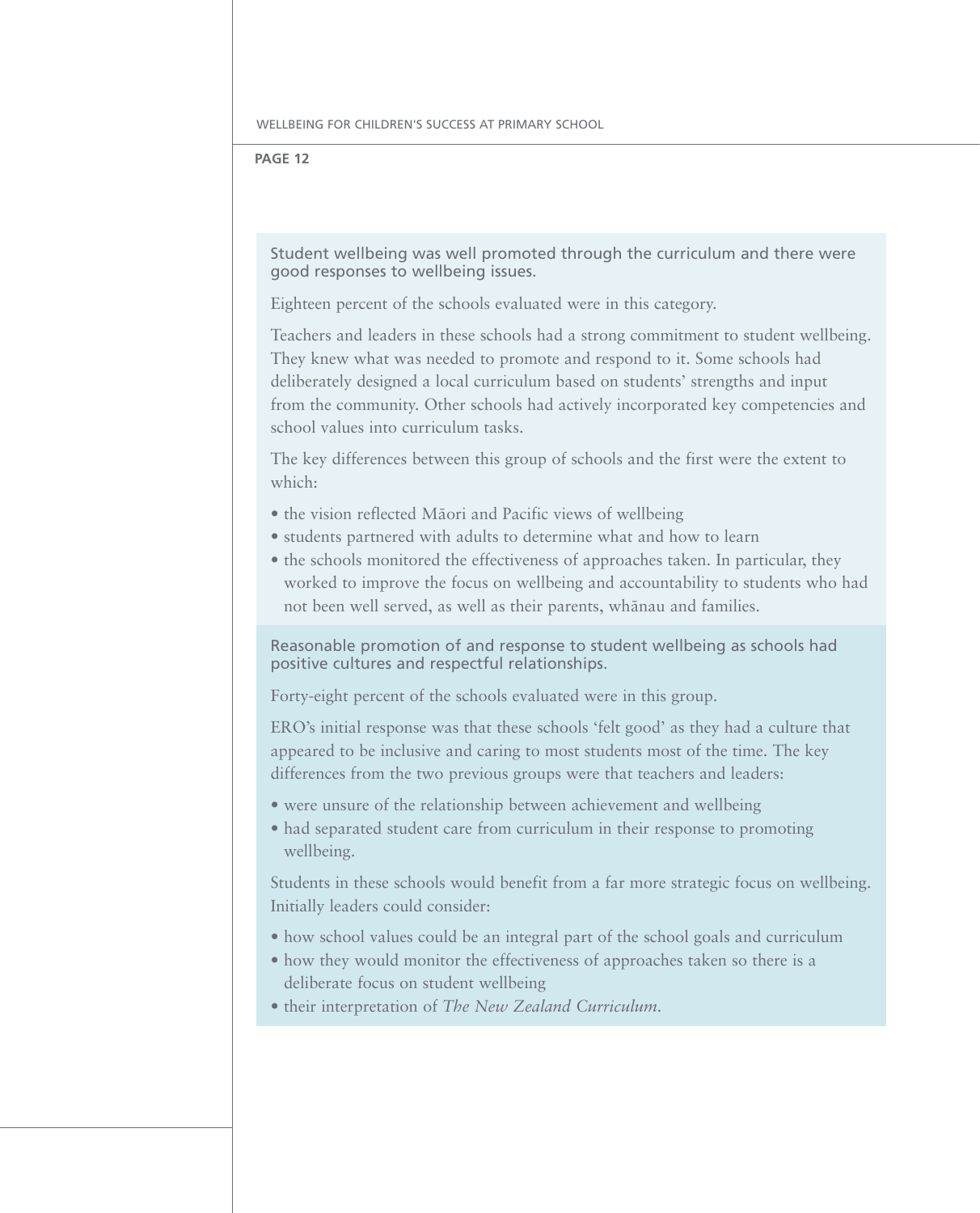### Student wellbeing was well promoted through the curriculum and there were good responses to wellbeing issues.

Eighteen percent of the schools evaluated were in this category.

Teachers and leaders in these schools had a strong commitment to student wellbeing. They knew what was needed to promote and respond to it. Some schools had deliberately designed a local curriculum based on students' strengths and input from the community. Other schools had actively incorporated key competencies and school values into curriculum tasks.

The key differences between this group of schools and the first were the extent to which:

- the vision reflected Māori and Pacific views of wellbeing
- students partnered with adults to determine what and how to learn
- the schools monitored the effectiveness of approaches taken. In particular, they worked to improve the focus on wellbeing and accountability to students who had not been well served, as well as their parents, whānau and families.

### Reasonable promotion of and response to student wellbeing as schools had positive cultures and respectful relationships.

Forty-eight percent of the schools evaluated were in this group.

ERO's initial response was that these schools 'felt good' as they had a culture that appeared to be inclusive and caring to most students most of the time. The key differences from the two previous groups were that teachers and leaders:

- were unsure of the relationship between achievement and wellbeing
- had separated student care from curriculum in their response to promoting wellbeing.

Students in these schools would benefit from a far more strategic focus on wellbeing. Initially leaders could consider:

- how school values could be an integral part of the school goals and curriculum
- how they would monitor the effectiveness of approaches taken so there is a deliberate focus on student wellbeing
- their interpretation of *The New Zealand Curriculum*.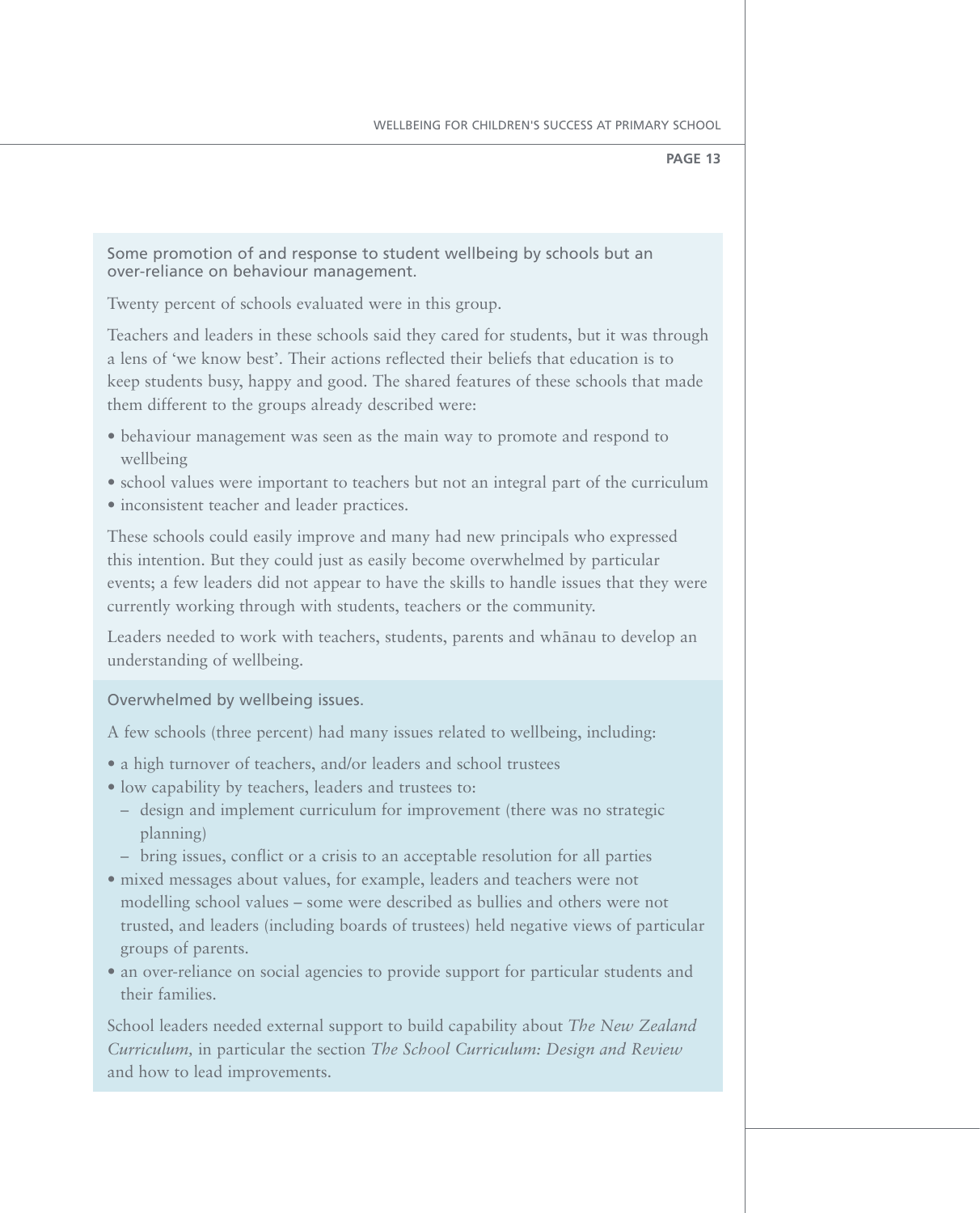### Some promotion of and response to student wellbeing by schools but an over-reliance on behaviour management.

Twenty percent of schools evaluated were in this group.

Teachers and leaders in these schools said they cared for students, but it was through a lens of 'we know best'. Their actions reflected their beliefs that education is to keep students busy, happy and good. The shared features of these schools that made them different to the groups already described were:

- behaviour management was seen as the main way to promote and respond to wellbeing
- school values were important to teachers but not an integral part of the curriculum
- inconsistent teacher and leader practices.

These schools could easily improve and many had new principals who expressed this intention. But they could just as easily become overwhelmed by particular events; a few leaders did not appear to have the skills to handle issues that they were currently working through with students, teachers or the community.

Leaders needed to work with teachers, students, parents and whānau to develop an understanding of wellbeing.

### Overwhelmed by wellbeing issues.

A few schools (three percent) had many issues related to wellbeing, including:

- a high turnover of teachers, and/or leaders and school trustees
- low capability by teachers, leaders and trustees to:
  - design and implement curriculum for improvement (there was no strategic planning)
  - bring issues, conflict or a crisis to an acceptable resolution for all parties
- mixed messages about values, for example, leaders and teachers were not modelling school values – some were described as bullies and others were not trusted, and leaders (including boards of trustees) held negative views of particular groups of parents.
- an over-reliance on social agencies to provide support for particular students and their families.

School leaders needed external support to build capability about *The New Zealand Curriculum,* in particular the section *The School Curriculum: Design and Review* and how to lead improvements.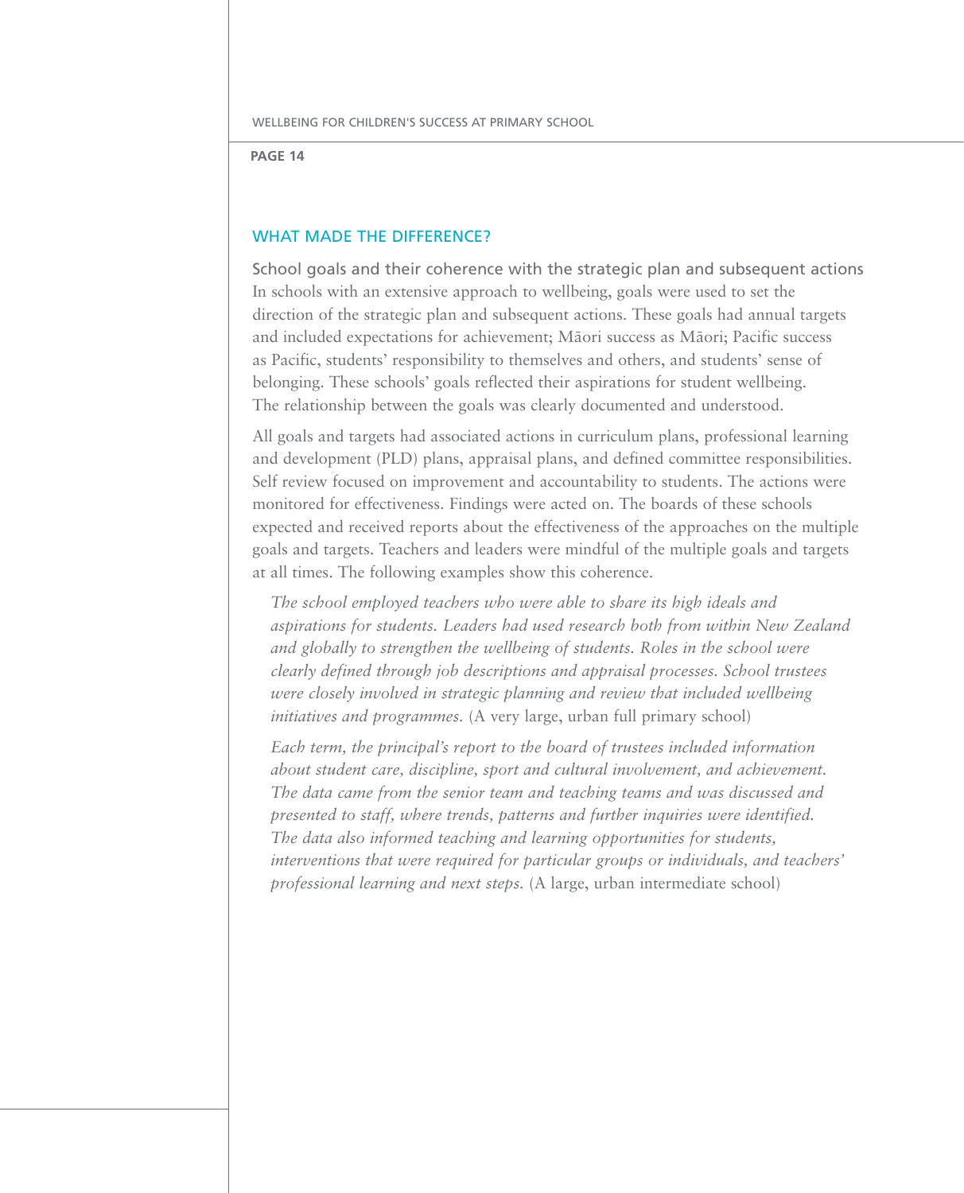## WHAT MADE THE DIFFERENCE?

### School goals and their coherence with the strategic plan and subsequent actions

In schools with an extensive approach to wellbeing, goals were used to set the direction of the strategic plan and subsequent actions. These goals had annual targets and included expectations for achievement; Māori success as Māori; Pacific success as Pacific, students' responsibility to themselves and others, and students' sense of belonging. These schools' goals reflected their aspirations for student wellbeing. The relationship between the goals was clearly documented and understood.

All goals and targets had associated actions in curriculum plans, professional learning and development (PLD) plans, appraisal plans, and defined committee responsibilities. Self review focused on improvement and accountability to students. The actions were monitored for effectiveness. Findings were acted on. The boards of these schools expected and received reports about the effectiveness of the approaches on the multiple goals and targets. Teachers and leaders were mindful of the multiple goals and targets at all times. The following examples show this coherence.

> *The school employed teachers who were able to share its high ideals and aspirations for students. Leaders had used research both from within New Zealand and globally to strengthen the wellbeing of students. Roles in the school were clearly defined through job descriptions and appraisal processes. School trustees were closely involved in strategic planning and review that included wellbeing initiatives and programmes.* (A very large, urban full primary school)

> *Each term, the principal's report to the board of trustees included information about student care, discipline, sport and cultural involvement, and achievement. The data came from the senior team and teaching teams and was discussed and presented to staff, where trends, patterns and further inquiries were identified. The data also informed teaching and learning opportunities for students, interventions that were required for particular groups or individuals, and teachers' professional learning and next steps.* (A large, urban intermediate school)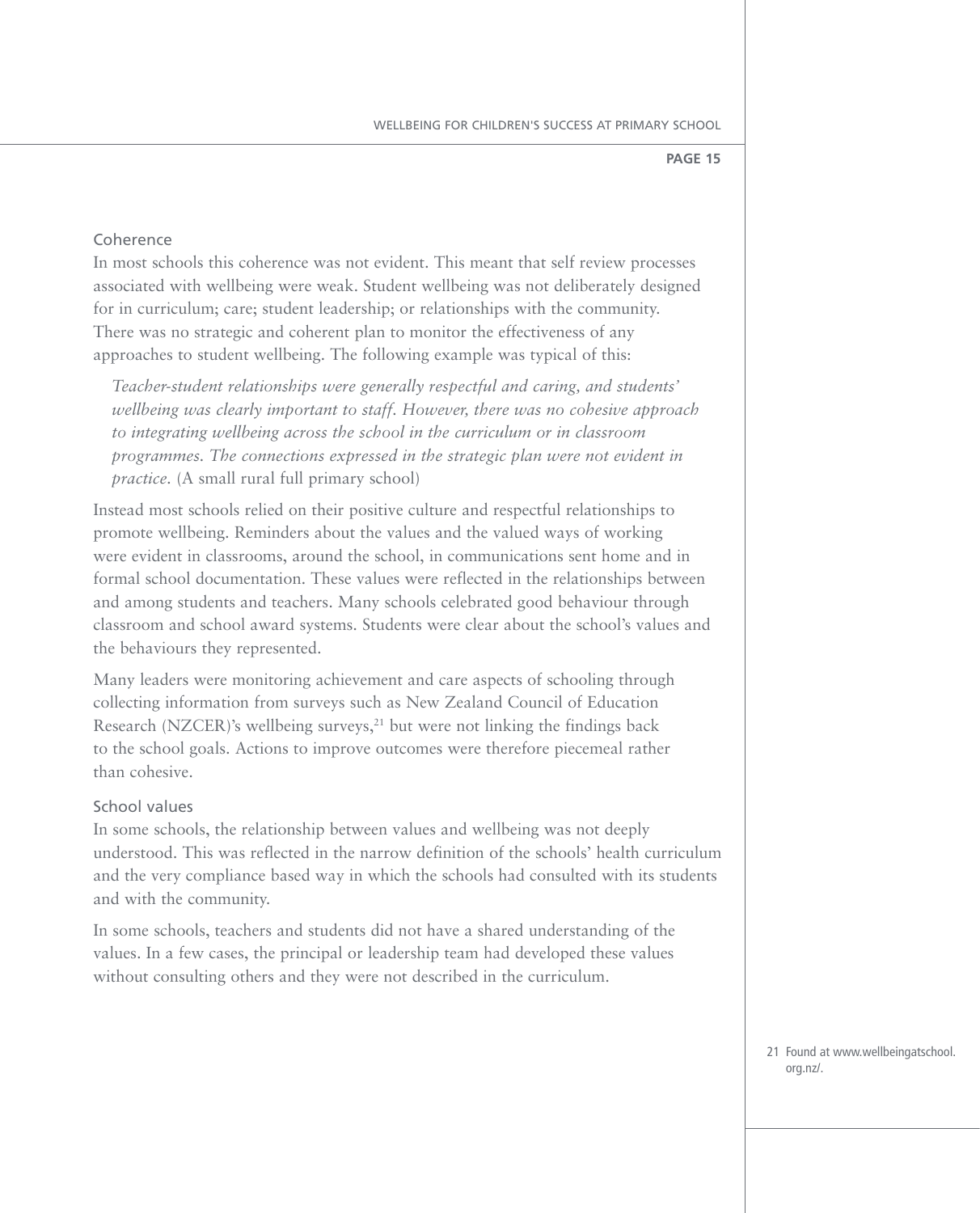### Coherence

In most schools this coherence was not evident. This meant that self review processes associated with wellbeing were weak. Student wellbeing was not deliberately designed for in curriculum; care; student leadership; or relationships with the community. There was no strategic and coherent plan to monitor the effectiveness of any approaches to student wellbeing. The following example was typical of this:

> *Teacher-student relationships were generally respectful and caring, and students' wellbeing was clearly important to staff. However, there was no cohesive approach to integrating wellbeing across the school in the curriculum or in classroom programmes. The connections expressed in the strategic plan were not evident in practice.* (A small rural full primary school)

Instead most schools relied on their positive culture and respectful relationships to promote wellbeing. Reminders about the values and the valued ways of working were evident in classrooms, around the school, in communications sent home and in formal school documentation. These values were reflected in the relationships between and among students and teachers. Many schools celebrated good behaviour through classroom and school award systems. Students were clear about the school's values and the behaviours they represented.

Many leaders were monitoring achievement and care aspects of schooling through collecting information from surveys such as New Zealand Council of Education Research (NZCER)'s wellbeing surveys,[21] but were not linking the findings back to the school goals. Actions to improve outcomes were therefore piecemeal rather than cohesive.

### School values

In some schools, the relationship between values and wellbeing was not deeply understood. This was reflected in the narrow definition of the schools' health curriculum and the very compliance based way in which the schools had consulted with its students and with the community.

In some schools, teachers and students did not have a shared understanding of the values. In a few cases, the principal or leadership team had developed these values without consulting others and they were not described in the curriculum.

21 Found at www.wellbeingatschool.org.nz/.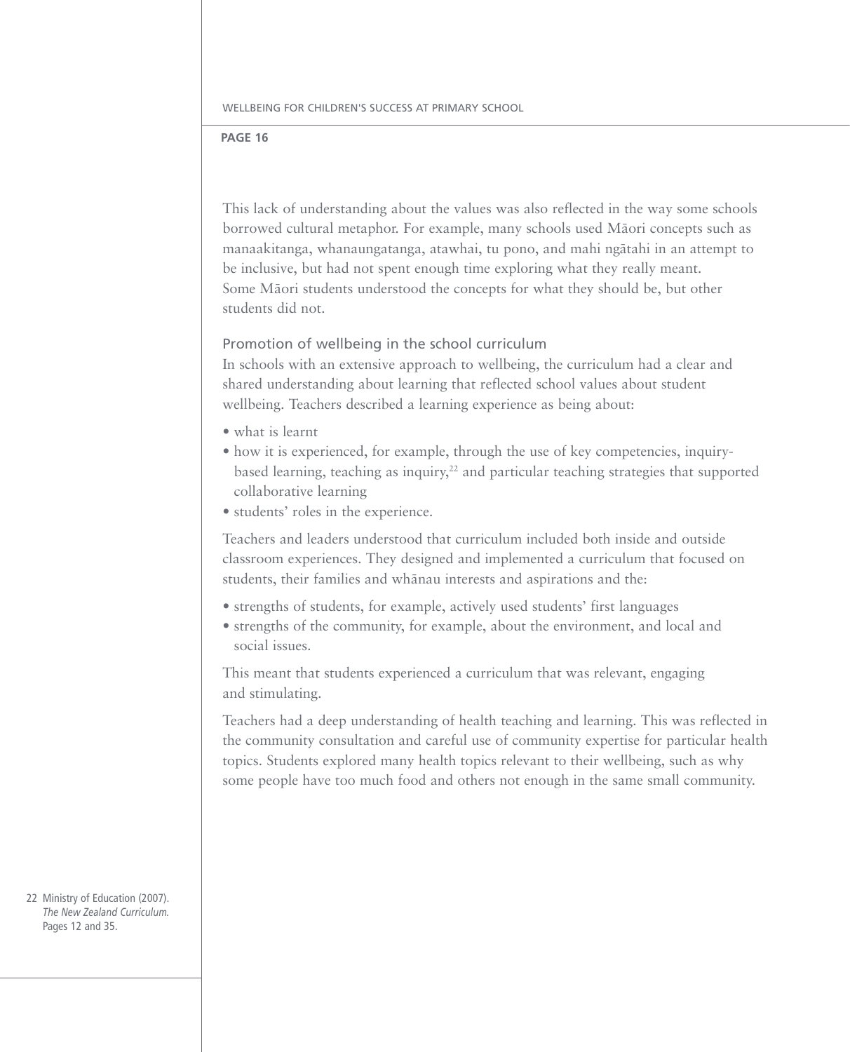This lack of understanding about the values was also reflected in the way some schools borrowed cultural metaphor. For example, many schools used Māori concepts such as manaakitanga, whanaungatanga, atawhai, tu pono, and mahi ngātahi in an attempt to be inclusive, but had not spent enough time exploring what they really meant. Some Māori students understood the concepts for what they should be, but other students did not.

### Promotion of wellbeing in the school curriculum

In schools with an extensive approach to wellbeing, the curriculum had a clear and shared understanding about learning that reflected school values about student wellbeing. Teachers described a learning experience as being about:

- what is learnt
- how it is experienced, for example, through the use of key competencies, inquiry-based learning, teaching as inquiry,[22] and particular teaching strategies that supported collaborative learning
- students' roles in the experience.

Teachers and leaders understood that curriculum included both inside and outside classroom experiences. They designed and implemented a curriculum that focused on students, their families and whānau interests and aspirations and the:

- strengths of students, for example, actively used students' first languages
- strengths of the community, for example, about the environment, and local and social issues.

This meant that students experienced a curriculum that was relevant, engaging and stimulating.

Teachers had a deep understanding of health teaching and learning. This was reflected in the community consultation and careful use of community expertise for particular health topics. Students explored many health topics relevant to their wellbeing, such as why some people have too much food and others not enough in the same small community.

22 Ministry of Education (2007). *The New Zealand Curriculum.* Pages 12 and 35.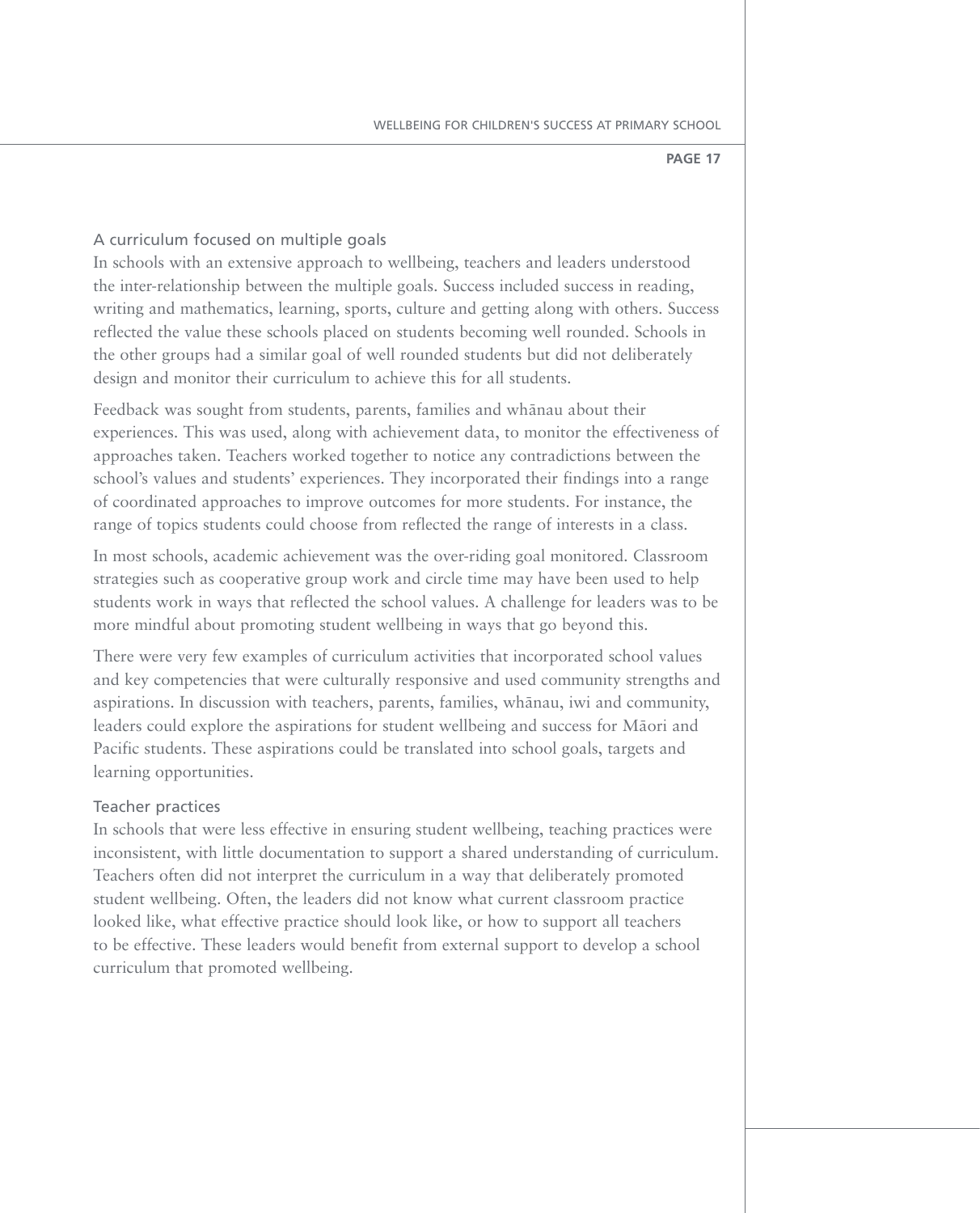### A curriculum focused on multiple goals

In schools with an extensive approach to wellbeing, teachers and leaders understood the inter-relationship between the multiple goals. Success included success in reading, writing and mathematics, learning, sports, culture and getting along with others. Success reflected the value these schools placed on students becoming well rounded. Schools in the other groups had a similar goal of well rounded students but did not deliberately design and monitor their curriculum to achieve this for all students.

Feedback was sought from students, parents, families and whānau about their experiences. This was used, along with achievement data, to monitor the effectiveness of approaches taken. Teachers worked together to notice any contradictions between the school's values and students' experiences. They incorporated their findings into a range of coordinated approaches to improve outcomes for more students. For instance, the range of topics students could choose from reflected the range of interests in a class.

In most schools, academic achievement was the over-riding goal monitored. Classroom strategies such as cooperative group work and circle time may have been used to help students work in ways that reflected the school values. A challenge for leaders was to be more mindful about promoting student wellbeing in ways that go beyond this.

There were very few examples of curriculum activities that incorporated school values and key competencies that were culturally responsive and used community strengths and aspirations. In discussion with teachers, parents, families, whānau, iwi and community, leaders could explore the aspirations for student wellbeing and success for Māori and Pacific students. These aspirations could be translated into school goals, targets and learning opportunities.

### Teacher practices

In schools that were less effective in ensuring student wellbeing, teaching practices were inconsistent, with little documentation to support a shared understanding of curriculum. Teachers often did not interpret the curriculum in a way that deliberately promoted student wellbeing. Often, the leaders did not know what current classroom practice looked like, what effective practice should look like, or how to support all teachers to be effective. These leaders would benefit from external support to develop a school curriculum that promoted wellbeing.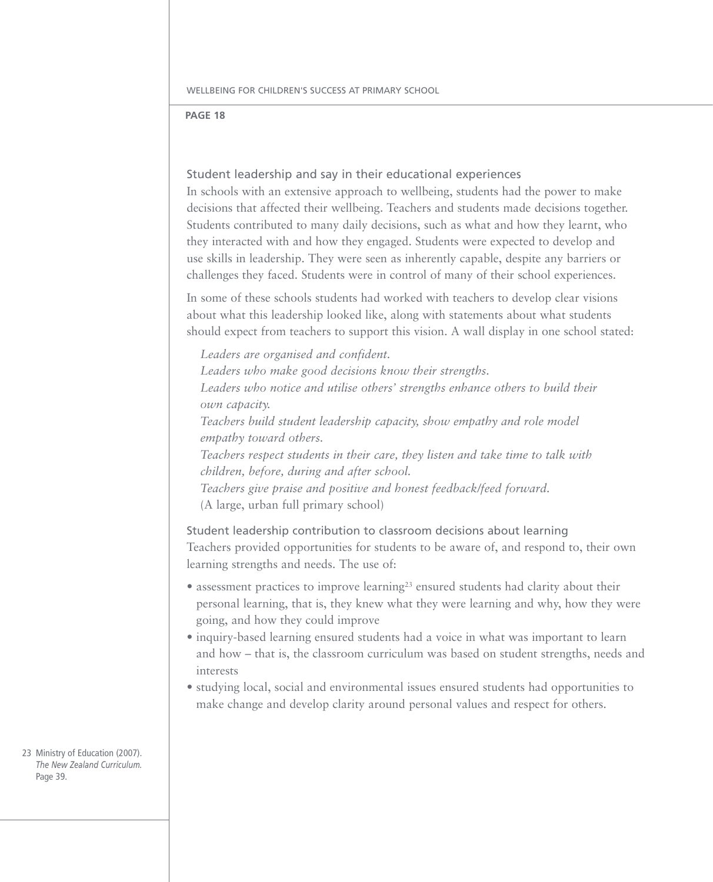### Student leadership and say in their educational experiences

In schools with an extensive approach to wellbeing, students had the power to make decisions that affected their wellbeing. Teachers and students made decisions together. Students contributed to many daily decisions, such as what and how they learnt, who they interacted with and how they engaged. Students were expected to develop and use skills in leadership. They were seen as inherently capable, despite any barriers or challenges they faced. Students were in control of many of their school experiences.

In some of these schools students had worked with teachers to develop clear visions about what this leadership looked like, along with statements about what students should expect from teachers to support this vision. A wall display in one school stated:

> *Leaders are organised and confident.*
> *Leaders who make good decisions know their strengths.*
> *Leaders who notice and utilise others' strengths enhance others to build their own capacity.*
> *Teachers build student leadership capacity, show empathy and role model empathy toward others.*
> *Teachers respect students in their care, they listen and take time to talk with children, before, during and after school.*
> *Teachers give praise and positive and honest feedback/feed forward.*
> (A large, urban full primary school)

### Student leadership contribution to classroom decisions about learning

Teachers provided opportunities for students to be aware of, and respond to, their own learning strengths and needs. The use of:

- assessment practices to improve learning[23] ensured students had clarity about their personal learning, that is, they knew what they were learning and why, how they were going, and how they could improve
- inquiry-based learning ensured students had a voice in what was important to learn and how – that is, the classroom curriculum was based on student strengths, needs and interests
- studying local, social and environmental issues ensured students had opportunities to make change and develop clarity around personal values and respect for others.

23 Ministry of Education (2007). *The New Zealand Curriculum.* Page 39.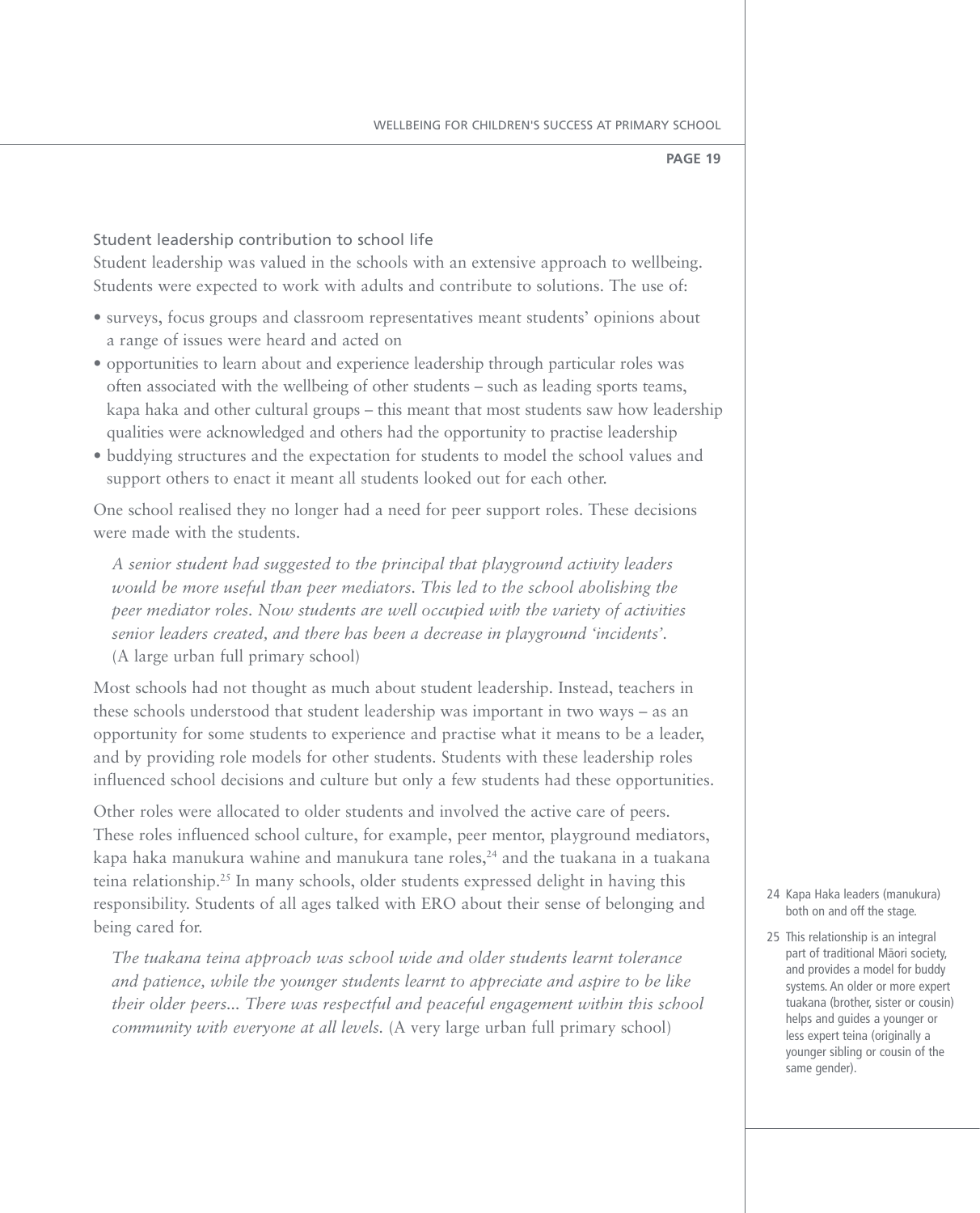### Student leadership contribution to school life

Student leadership was valued in the schools with an extensive approach to wellbeing. Students were expected to work with adults and contribute to solutions. The use of:

- surveys, focus groups and classroom representatives meant students' opinions about a range of issues were heard and acted on
- opportunities to learn about and experience leadership through particular roles was often associated with the wellbeing of other students – such as leading sports teams, kapa haka and other cultural groups – this meant that most students saw how leadership qualities were acknowledged and others had the opportunity to practise leadership
- buddying structures and the expectation for students to model the school values and support others to enact it meant all students looked out for each other.

One school realised they no longer had a need for peer support roles. These decisions were made with the students.

> *A senior student had suggested to the principal that playground activity leaders would be more useful than peer mediators. This led to the school abolishing the peer mediator roles. Now students are well occupied with the variety of activities senior leaders created, and there has been a decrease in playground 'incidents'.* (A large urban full primary school)

Most schools had not thought as much about student leadership. Instead, teachers in these schools understood that student leadership was important in two ways – as an opportunity for some students to experience and practise what it means to be a leader, and by providing role models for other students. Students with these leadership roles influenced school decisions and culture but only a few students had these opportunities.

Other roles were allocated to older students and involved the active care of peers. These roles influenced school culture, for example, peer mentor, playground mediators, kapa haka manukura wahine and manukura tane roles,[24] and the tuakana in a tuakana teina relationship.[25] In many schools, older students expressed delight in having this responsibility. Students of all ages talked with ERO about their sense of belonging and being cared for.

> *The tuakana teina approach was school wide and older students learnt tolerance and patience, while the younger students learnt to appreciate and aspire to be like their older peers... There was respectful and peaceful engagement within this school community with everyone at all levels.* (A very large urban full primary school)

24 Kapa Haka leaders (manukura) both on and off the stage.

25 This relationship is an integral part of traditional Māori society, and provides a model for buddy systems. An older or more expert tuakana (brother, sister or cousin) helps and guides a younger or less expert teina (originally a younger sibling or cousin of the same gender).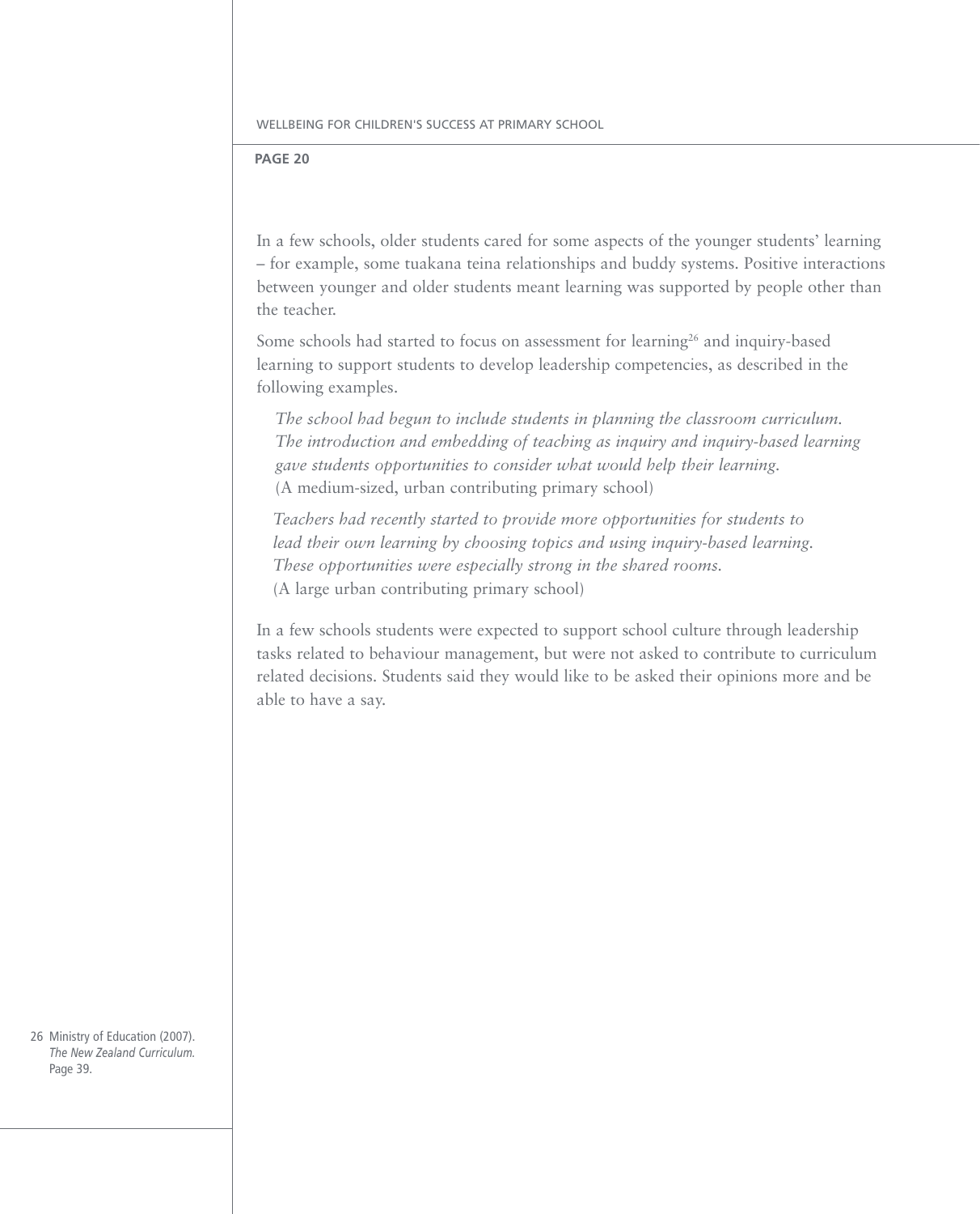In a few schools, older students cared for some aspects of the younger students' learning – for example, some tuakana teina relationships and buddy systems. Positive interactions between younger and older students meant learning was supported by people other than the teacher.

Some schools had started to focus on assessment for learning[26] and inquiry-based learning to support students to develop leadership competencies, as described in the following examples.

> *The school had begun to include students in planning the classroom curriculum. The introduction and embedding of teaching as inquiry and inquiry-based learning gave students opportunities to consider what would help their learning.*
> (A medium-sized, urban contributing primary school)

> *Teachers had recently started to provide more opportunities for students to lead their own learning by choosing topics and using inquiry-based learning. These opportunities were especially strong in the shared rooms.*
> (A large urban contributing primary school)

In a few schools students were expected to support school culture through leadership tasks related to behaviour management, but were not asked to contribute to curriculum related decisions. Students said they would like to be asked their opinions more and be able to have a say.

26 Ministry of Education (2007). *The New Zealand Curriculum.* Page 39.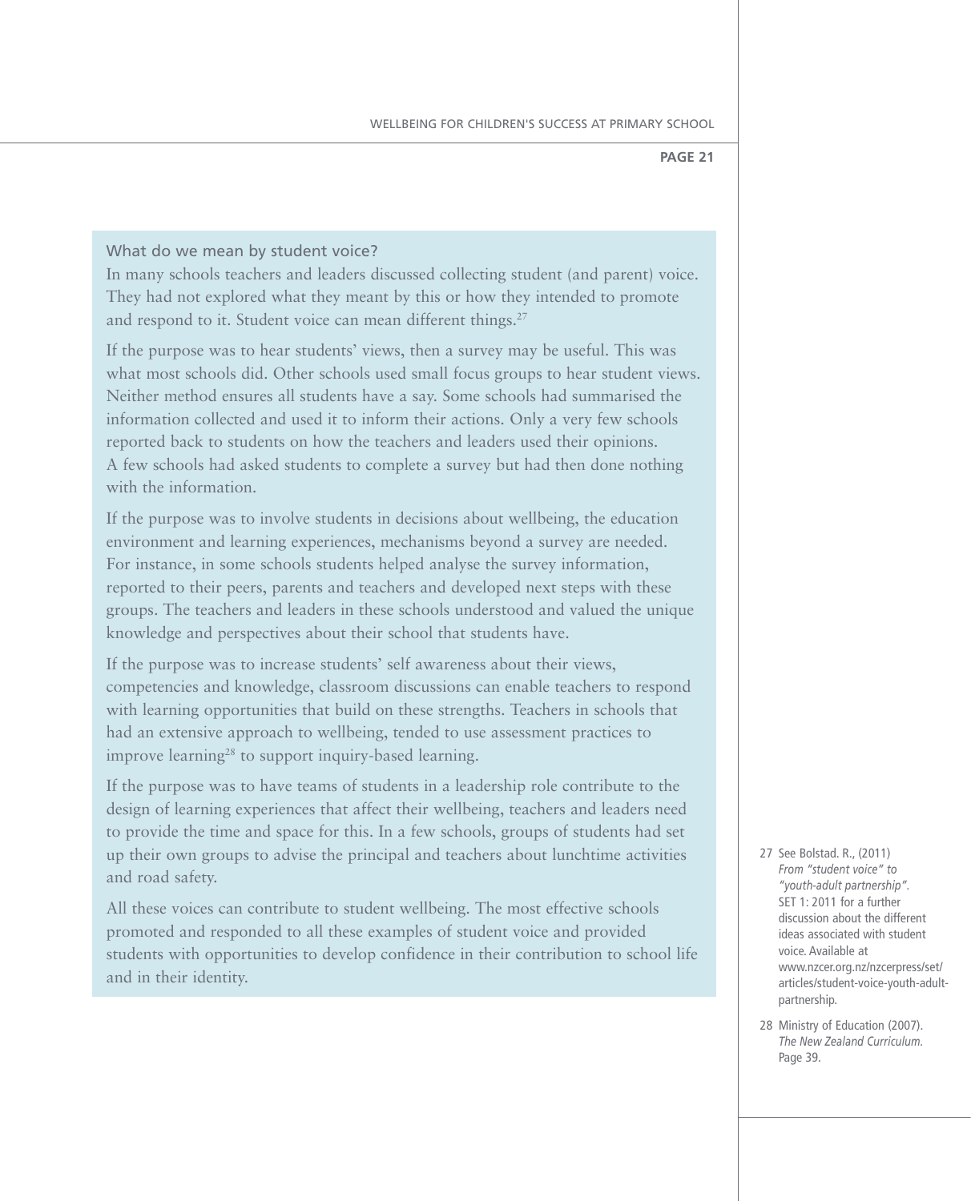### What do we mean by student voice?

In many schools teachers and leaders discussed collecting student (and parent) voice. They had not explored what they meant by this or how they intended to promote and respond to it. Student voice can mean different things.[27]

If the purpose was to hear students' views, then a survey may be useful. This was what most schools did. Other schools used small focus groups to hear student views. Neither method ensures all students have a say. Some schools had summarised the information collected and used it to inform their actions. Only a very few schools reported back to students on how the teachers and leaders used their opinions. A few schools had asked students to complete a survey but had then done nothing with the information.

If the purpose was to involve students in decisions about wellbeing, the education environment and learning experiences, mechanisms beyond a survey are needed. For instance, in some schools students helped analyse the survey information, reported to their peers, parents and teachers and developed next steps with these groups. The teachers and leaders in these schools understood and valued the unique knowledge and perspectives about their school that students have.

If the purpose was to increase students' self awareness about their views, competencies and knowledge, classroom discussions can enable teachers to respond with learning opportunities that build on these strengths. Teachers in schools that had an extensive approach to wellbeing, tended to use assessment practices to improve learning[28] to support inquiry-based learning.

If the purpose was to have teams of students in a leadership role contribute to the design of learning experiences that affect their wellbeing, teachers and leaders need to provide the time and space for this. In a few schools, groups of students had set up their own groups to advise the principal and teachers about lunchtime activities and road safety.

All these voices can contribute to student wellbeing. The most effective schools promoted and responded to all these examples of student voice and provided students with opportunities to develop confidence in their contribution to school life and in their identity.

27 See Bolstad. R., (2011) *From "student voice" to "youth-adult partnership".* SET 1: 2011 for a further discussion about the different ideas associated with student voice. Available at www.nzcer.org.nz/nzcerpress/set/articles/student-voice-youth-adult-partnership.

28 Ministry of Education (2007). *The New Zealand Curriculum.* Page 39.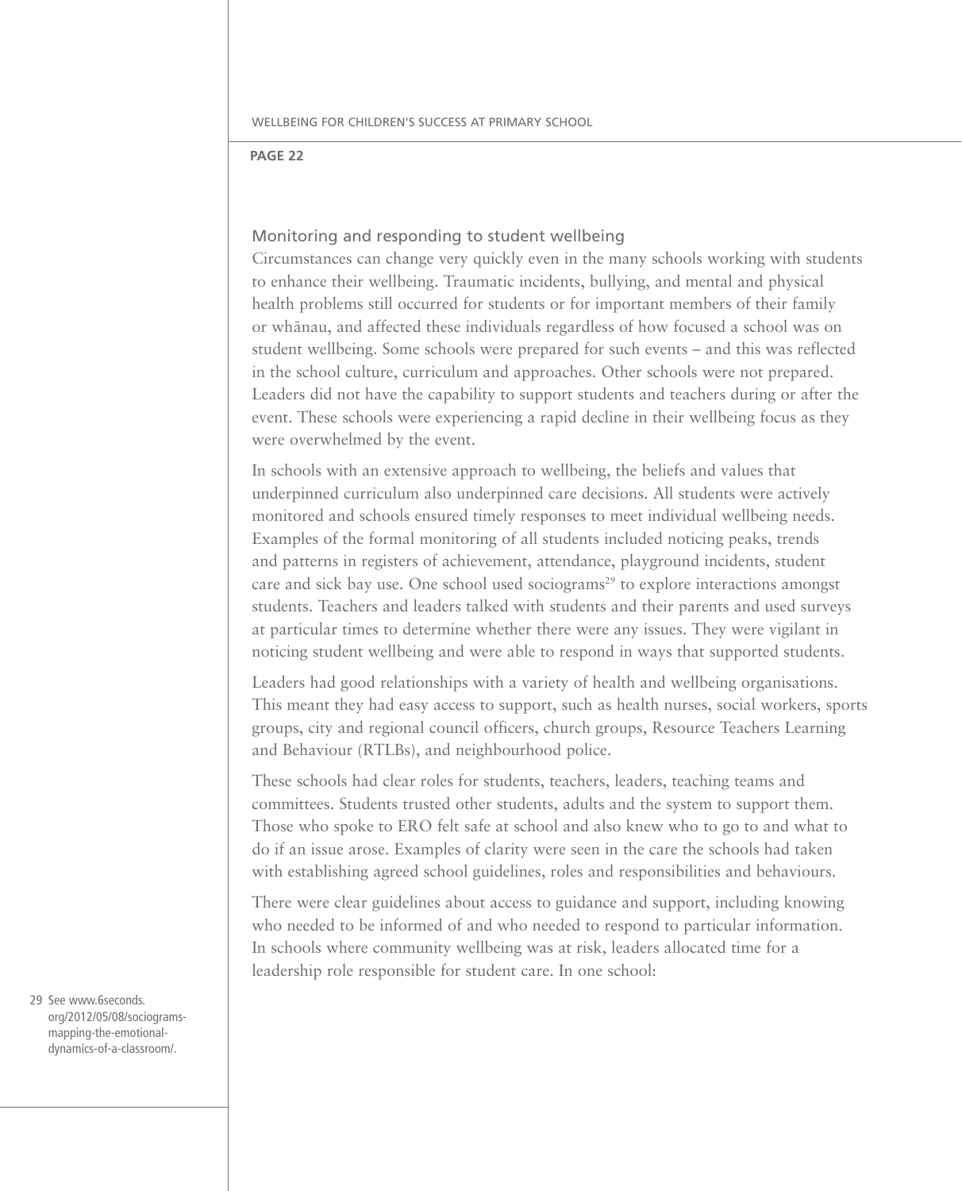## Monitoring and responding to student wellbeing

Circumstances can change very quickly even in the many schools working with students to enhance their wellbeing. Traumatic incidents, bullying, and mental and physical health problems still occurred for students or for important members of their family or whānau, and affected these individuals regardless of how focused a school was on student wellbeing. Some schools were prepared for such events – and this was reflected in the school culture, curriculum and approaches. Other schools were not prepared. Leaders did not have the capability to support students and teachers during or after the event. These schools were experiencing a rapid decline in their wellbeing focus as they were overwhelmed by the event.

In schools with an extensive approach to wellbeing, the beliefs and values that underpinned curriculum also underpinned care decisions. All students were actively monitored and schools ensured timely responses to meet individual wellbeing needs. Examples of the formal monitoring of all students included noticing peaks, trends and patterns in registers of achievement, attendance, playground incidents, student care and sick bay use. One school used sociograms[29] to explore interactions amongst students. Teachers and leaders talked with students and their parents and used surveys at particular times to determine whether there were any issues. They were vigilant in noticing student wellbeing and were able to respond in ways that supported students.

Leaders had good relationships with a variety of health and wellbeing organisations. This meant they had easy access to support, such as health nurses, social workers, sports groups, city and regional council officers, church groups, Resource Teachers Learning and Behaviour (RTLBs), and neighbourhood police.

These schools had clear roles for students, teachers, leaders, teaching teams and committees. Students trusted other students, adults and the system to support them. Those who spoke to ERO felt safe at school and also knew who to go to and what to do if an issue arose. Examples of clarity were seen in the care the schools had taken with establishing agreed school guidelines, roles and responsibilities and behaviours.

There were clear guidelines about access to guidance and support, including knowing who needed to be informed of and who needed to respond to particular information. In schools where community wellbeing was at risk, leaders allocated time for a leadership role responsible for student care. In one school:

29 See www.6seconds.org/2012/05/08/sociograms-mapping-the-emotional-dynamics-of-a-classroom/.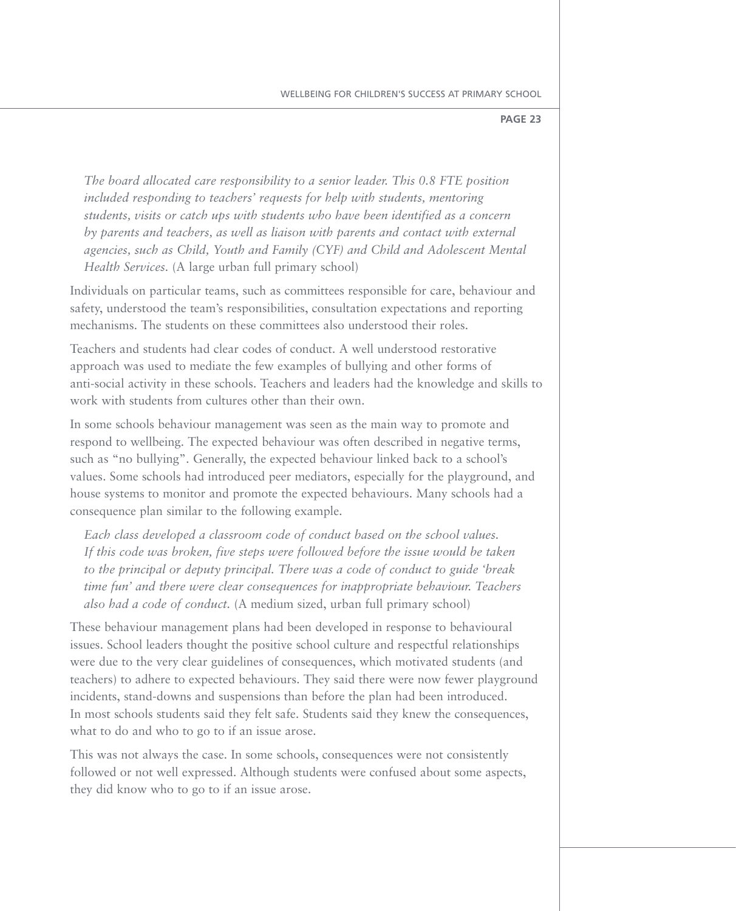*The board allocated care responsibility to a senior leader. This 0.8 FTE position included responding to teachers' requests for help with students, mentoring students, visits or catch ups with students who have been identified as a concern by parents and teachers, as well as liaison with parents and contact with external agencies, such as Child, Youth and Family (CYF) and Child and Adolescent Mental Health Services.* (A large urban full primary school)

Individuals on particular teams, such as committees responsible for care, behaviour and safety, understood the team's responsibilities, consultation expectations and reporting mechanisms. The students on these committees also understood their roles.

Teachers and students had clear codes of conduct. A well understood restorative approach was used to mediate the few examples of bullying and other forms of anti-social activity in these schools. Teachers and leaders had the knowledge and skills to work with students from cultures other than their own.

In some schools behaviour management was seen as the main way to promote and respond to wellbeing. The expected behaviour was often described in negative terms, such as "no bullying". Generally, the expected behaviour linked back to a school's values. Some schools had introduced peer mediators, especially for the playground, and house systems to monitor and promote the expected behaviours. Many schools had a consequence plan similar to the following example.

*Each class developed a classroom code of conduct based on the school values. If this code was broken, five steps were followed before the issue would be taken to the principal or deputy principal. There was a code of conduct to guide 'break time fun' and there were clear consequences for inappropriate behaviour. Teachers also had a code of conduct.* (A medium sized, urban full primary school)

These behaviour management plans had been developed in response to behavioural issues. School leaders thought the positive school culture and respectful relationships were due to the very clear guidelines of consequences, which motivated students (and teachers) to adhere to expected behaviours. They said there were now fewer playground incidents, stand-downs and suspensions than before the plan had been introduced. In most schools students said they felt safe. Students said they knew the consequences, what to do and who to go to if an issue arose.

This was not always the case. In some schools, consequences were not consistently followed or not well expressed. Although students were confused about some aspects, they did know who to go to if an issue arose.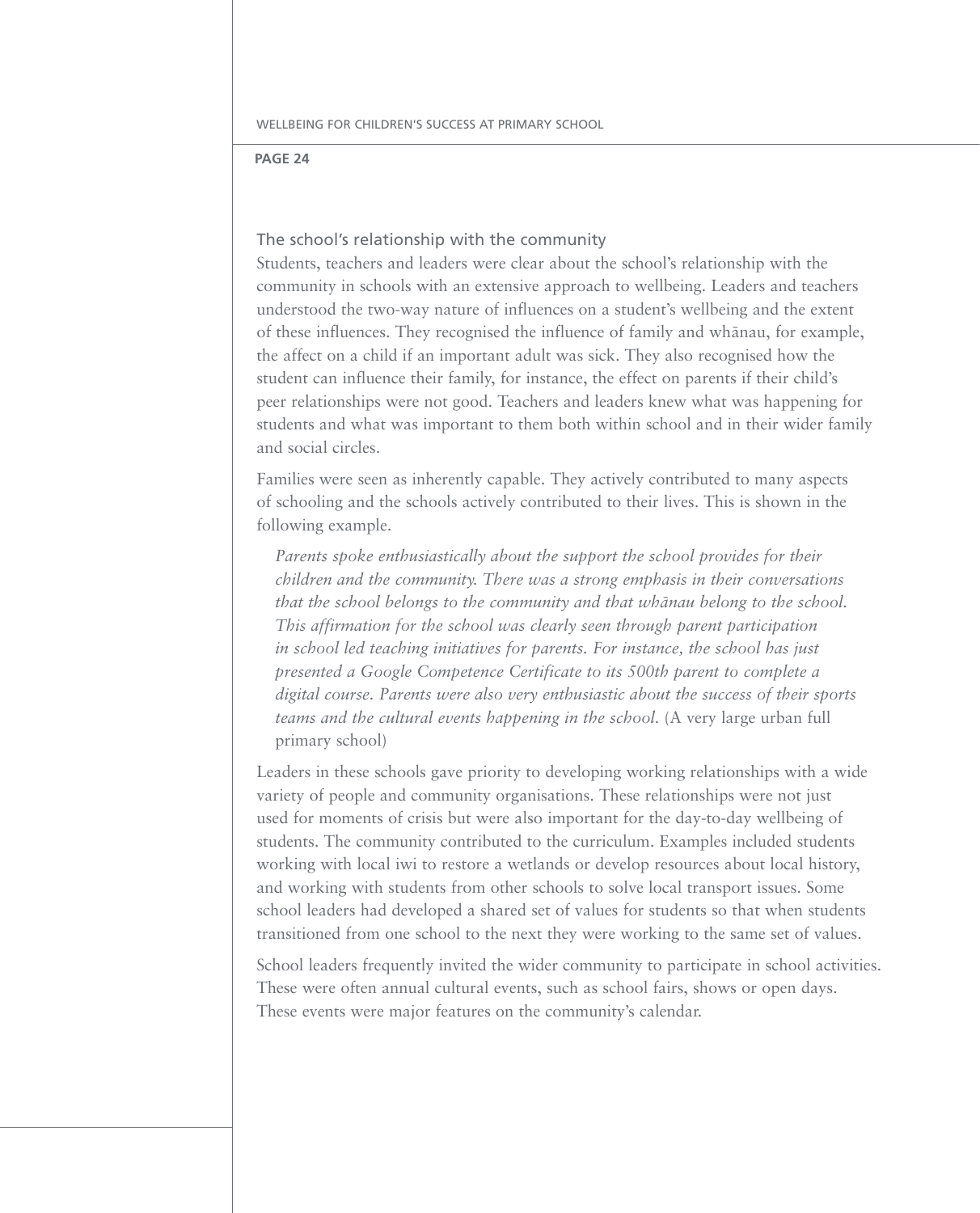### The school's relationship with the community

Students, teachers and leaders were clear about the school's relationship with the community in schools with an extensive approach to wellbeing. Leaders and teachers understood the two-way nature of influences on a student's wellbeing and the extent of these influences. They recognised the influence of family and whānau, for example, the affect on a child if an important adult was sick. They also recognised how the student can influence their family, for instance, the effect on parents if their child's peer relationships were not good. Teachers and leaders knew what was happening for students and what was important to them both within school and in their wider family and social circles.

Families were seen as inherently capable. They actively contributed to many aspects of schooling and the schools actively contributed to their lives. This is shown in the following example.

> *Parents spoke enthusiastically about the support the school provides for their children and the community. There was a strong emphasis in their conversations that the school belongs to the community and that whānau belong to the school. This affirmation for the school was clearly seen through parent participation in school led teaching initiatives for parents. For instance, the school has just presented a Google Competence Certificate to its 500th parent to complete a digital course. Parents were also very enthusiastic about the success of their sports teams and the cultural events happening in the school.* (A very large urban full primary school)

Leaders in these schools gave priority to developing working relationships with a wide variety of people and community organisations. These relationships were not just used for moments of crisis but were also important for the day-to-day wellbeing of students. The community contributed to the curriculum. Examples included students working with local iwi to restore a wetlands or develop resources about local history, and working with students from other schools to solve local transport issues. Some school leaders had developed a shared set of values for students so that when students transitioned from one school to the next they were working to the same set of values.

School leaders frequently invited the wider community to participate in school activities. These were often annual cultural events, such as school fairs, shows or open days. These events were major features on the community's calendar.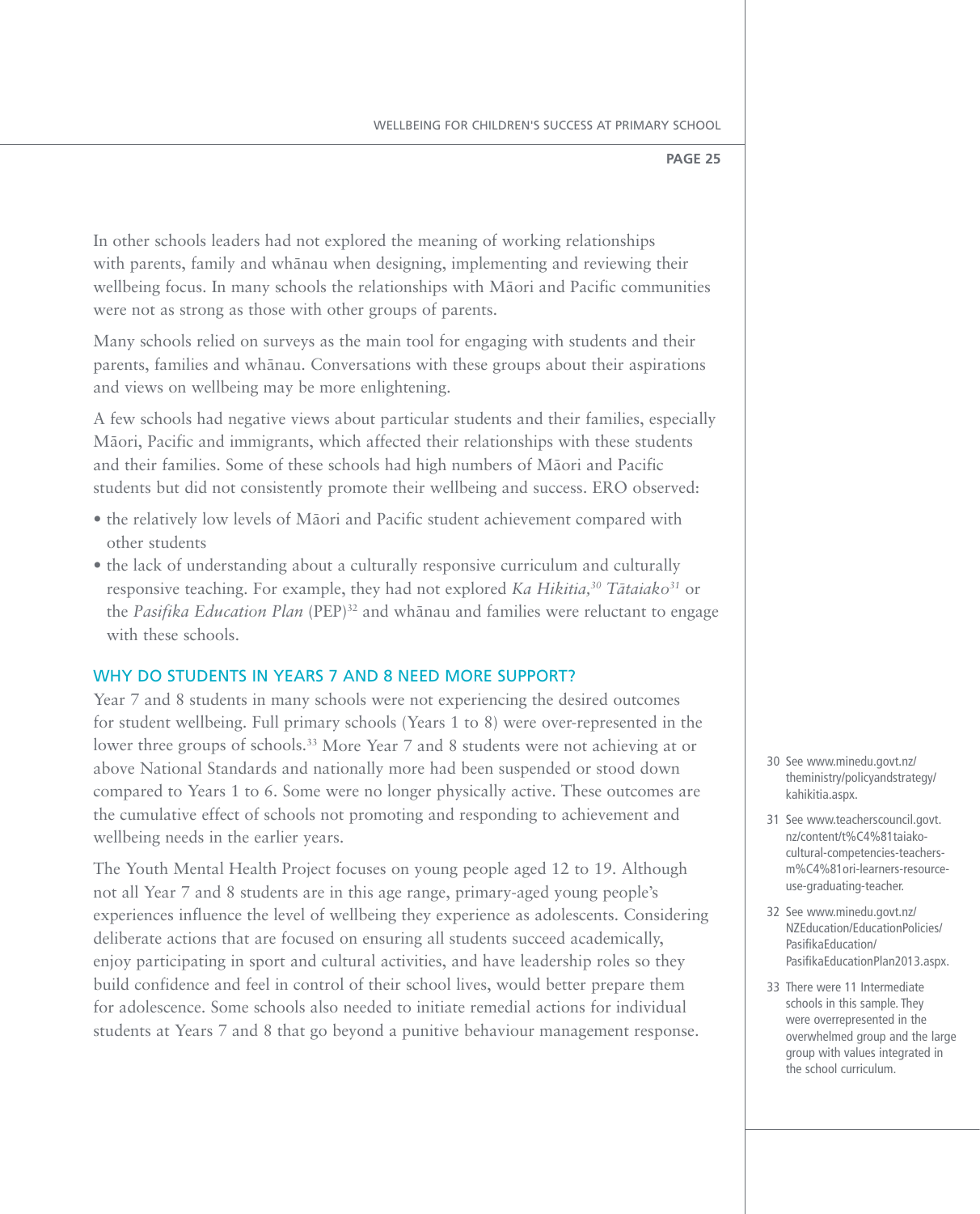In other schools leaders had not explored the meaning of working relationships with parents, family and whānau when designing, implementing and reviewing their wellbeing focus. In many schools the relationships with Māori and Pacific communities were not as strong as those with other groups of parents.

Many schools relied on surveys as the main tool for engaging with students and their parents, families and whānau. Conversations with these groups about their aspirations and views on wellbeing may be more enlightening.

A few schools had negative views about particular students and their families, especially Māori, Pacific and immigrants, which affected their relationships with these students and their families. Some of these schools had high numbers of Māori and Pacific students but did not consistently promote their wellbeing and success. ERO observed:

- the relatively low levels of Māori and Pacific student achievement compared with other students
- the lack of understanding about a culturally responsive curriculum and culturally responsive teaching. For example, they had not explored *Ka Hikitia,*[30] *Tātaiako*[31] or the *Pasifika Education Plan* (PEP)[32] and whānau and families were reluctant to engage with these schools.

## WHY DO STUDENTS IN YEARS 7 AND 8 NEED MORE SUPPORT?

Year 7 and 8 students in many schools were not experiencing the desired outcomes for student wellbeing. Full primary schools (Years 1 to 8) were over-represented in the lower three groups of schools.[33] More Year 7 and 8 students were not achieving at or above National Standards and nationally more had been suspended or stood down compared to Years 1 to 6. Some were no longer physically active. These outcomes are the cumulative effect of schools not promoting and responding to achievement and wellbeing needs in the earlier years.

The Youth Mental Health Project focuses on young people aged 12 to 19. Although not all Year 7 and 8 students are in this age range, primary-aged young people's experiences influence the level of wellbeing they experience as adolescents. Considering deliberate actions that are focused on ensuring all students succeed academically, enjoy participating in sport and cultural activities, and have leadership roles so they build confidence and feel in control of their school lives, would better prepare them for adolescence. Some schools also needed to initiate remedial actions for individual students at Years 7 and 8 that go beyond a punitive behaviour management response.

30 See www.minedu.govt.nz/theministry/policyandstrategy/kahikitia.aspx.

31 See www.teacherscouncil.govt.nz/content/t%C4%81taiako-cultural-competencies-teachers-m%C4%81ori-learners-resource-use-graduating-teacher.

32 See www.minedu.govt.nz/NZEducation/EducationPolicies/PasifikaEducation/PasifikaEducationPlan2013.aspx.

33 There were 11 Intermediate schools in this sample. They were overrepresented in the overwhelmed group and the large group with values integrated in the school curriculum.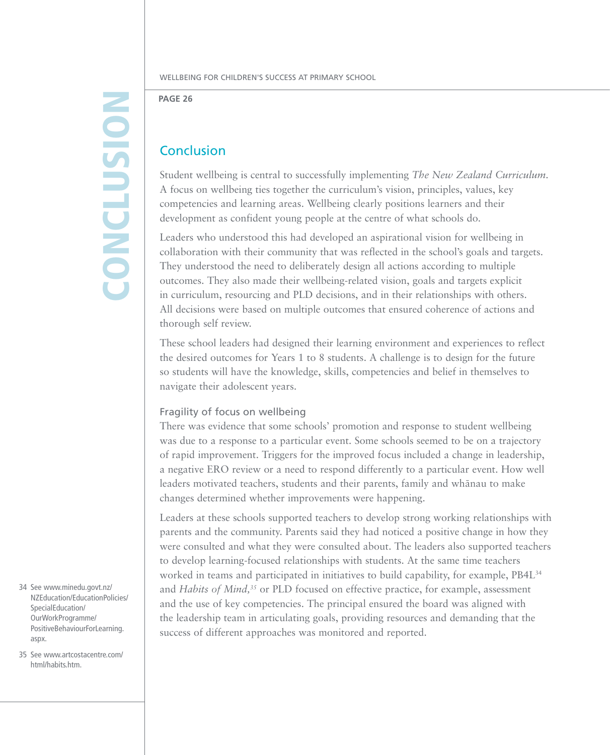# Conclusion

Student wellbeing is central to successfully implementing *The New Zealand Curriculum*. A focus on wellbeing ties together the curriculum's vision, principles, values, key competencies and learning areas. Wellbeing clearly positions learners and their development as confident young people at the centre of what schools do.

Leaders who understood this had developed an aspirational vision for wellbeing in collaboration with their community that was reflected in the school's goals and targets. They understood the need to deliberately design all actions according to multiple outcomes. They also made their wellbeing-related vision, goals and targets explicit in curriculum, resourcing and PLD decisions, and in their relationships with others. All decisions were based on multiple outcomes that ensured coherence of actions and thorough self review.

These school leaders had designed their learning environment and experiences to reflect the desired outcomes for Years 1 to 8 students. A challenge is to design for the future so students will have the knowledge, skills, competencies and belief in themselves to navigate their adolescent years.

## Fragility of focus on wellbeing

There was evidence that some schools' promotion and response to student wellbeing was due to a response to a particular event. Some schools seemed to be on a trajectory of rapid improvement. Triggers for the improved focus included a change in leadership, a negative ERO review or a need to respond differently to a particular event. How well leaders motivated teachers, students and their parents, family and whānau to make changes determined whether improvements were happening.

Leaders at these schools supported teachers to develop strong working relationships with parents and the community. Parents said they had noticed a positive change in how they were consulted and what they were consulted about. The leaders also supported teachers to develop learning-focused relationships with students. At the same time teachers worked in teams and participated in initiatives to build capability, for example, PB4L[34] and *Habits of Mind*,[35] or PLD focused on effective practice, for example, assessment and the use of key competencies. The principal ensured the board was aligned with the leadership team in articulating goals, providing resources and demanding that the success of different approaches was monitored and reported.

34 See www.minedu.govt.nz/NZEducation/EducationPolicies/SpecialEducation/OurWorkProgramme/PositiveBehaviourForLearning.aspx.

35 See www.artcostacentre.com/html/habits.htm.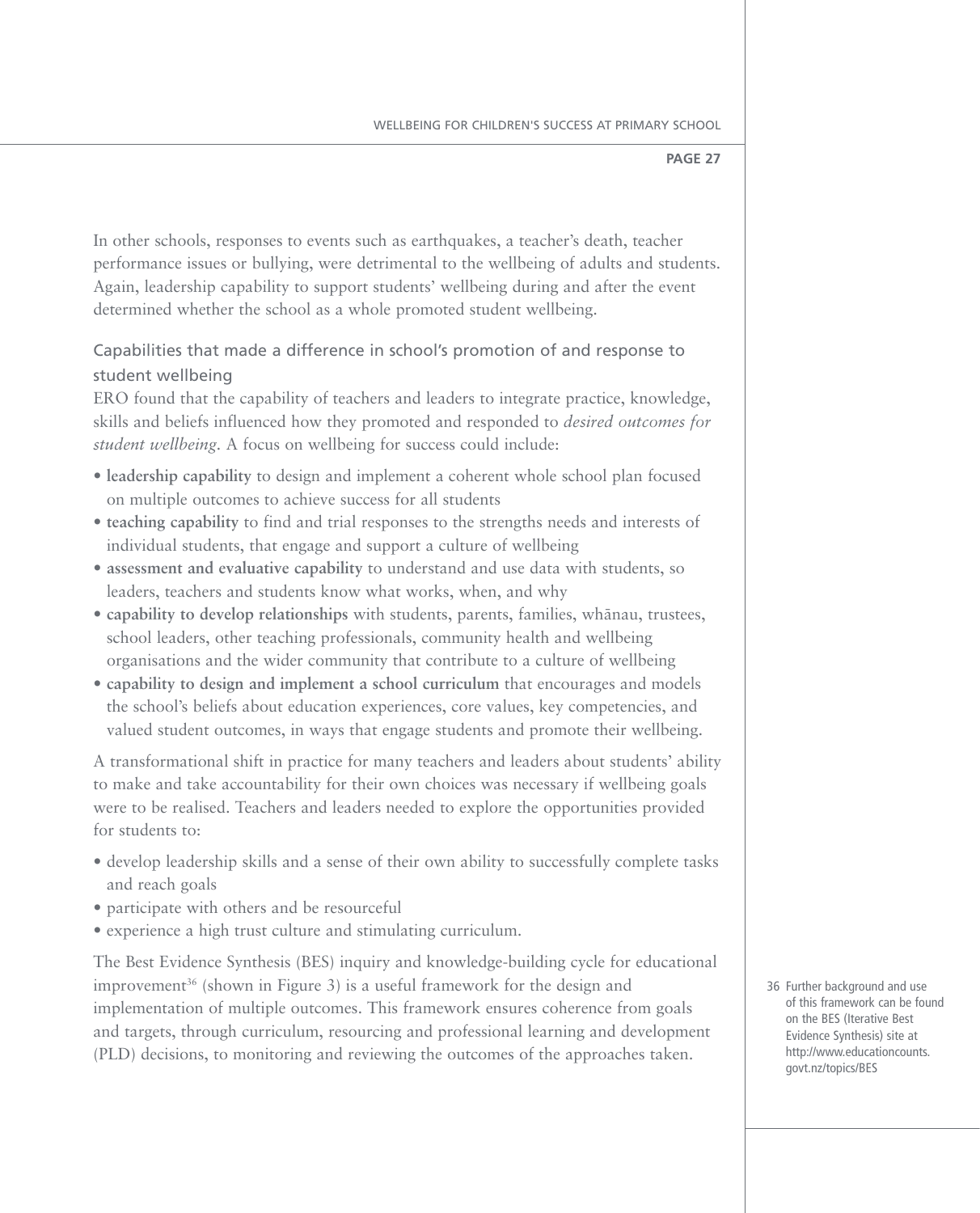In other schools, responses to events such as earthquakes, a teacher's death, teacher performance issues or bullying, were detrimental to the wellbeing of adults and students. Again, leadership capability to support students' wellbeing during and after the event determined whether the school as a whole promoted student wellbeing.

### Capabilities that made a difference in school's promotion of and response to student wellbeing

ERO found that the capability of teachers and leaders to integrate practice, knowledge, skills and beliefs influenced how they promoted and responded to *desired outcomes for student wellbeing*. A focus on wellbeing for success could include:

- **leadership capability** to design and implement a coherent whole school plan focused on multiple outcomes to achieve success for all students
- **teaching capability** to find and trial responses to the strengths needs and interests of individual students, that engage and support a culture of wellbeing
- **assessment and evaluative capability** to understand and use data with students, so leaders, teachers and students know what works, when, and why
- **capability to develop relationships** with students, parents, families, whānau, trustees, school leaders, other teaching professionals, community health and wellbeing organisations and the wider community that contribute to a culture of wellbeing
- **capability to design and implement a school curriculum** that encourages and models the school's beliefs about education experiences, core values, key competencies, and valued student outcomes, in ways that engage students and promote their wellbeing.

A transformational shift in practice for many teachers and leaders about students' ability to make and take accountability for their own choices was necessary if wellbeing goals were to be realised. Teachers and leaders needed to explore the opportunities provided for students to:

- develop leadership skills and a sense of their own ability to successfully complete tasks and reach goals
- participate with others and be resourceful
- experience a high trust culture and stimulating curriculum.

The Best Evidence Synthesis (BES) inquiry and knowledge-building cycle for educational improvement[36] (shown in Figure 3) is a useful framework for the design and implementation of multiple outcomes. This framework ensures coherence from goals and targets, through curriculum, resourcing and professional learning and development (PLD) decisions, to monitoring and reviewing the outcomes of the approaches taken.

36 Further background and use of this framework can be found on the BES (Iterative Best Evidence Synthesis) site at http://www.educationcounts.govt.nz/topics/BES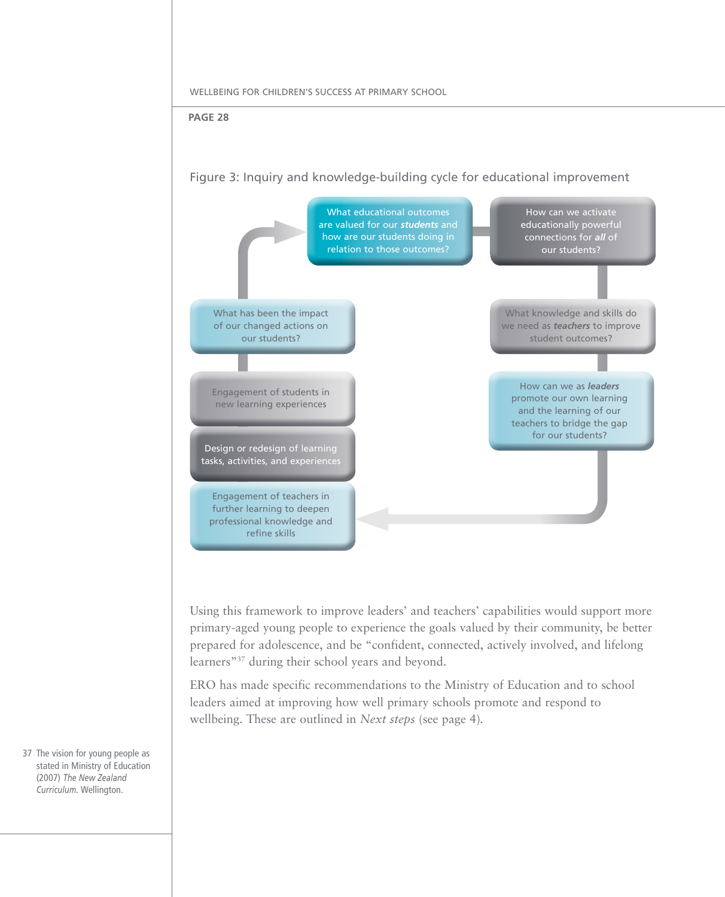Figure 3: Inquiry and knowledge-building cycle for educational improvement

What educational outcomes are valued for our ***students*** and how are our students doing in relation to those outcomes?

How can we activate educationally powerful connections for ***all*** of our students?

What knowledge and skills do we need as ***teachers*** to improve student outcomes?

How can we as ***leaders*** promote our own learning and the learning of our teachers to bridge the gap for our students?

Engagement of teachers in further learning to deepen professional knowledge and refine skills

Design or redesign of learning tasks, activities, and experiences

Engagement of students in new learning experiences

What has been the impact of our changed actions on our students?

Using this framework to improve leaders' and teachers' capabilities would support more primary-aged young people to experience the goals valued by their community, be better prepared for adolescence, and be "confident, connected, actively involved, and lifelong learners"[37] during their school years and beyond.

ERO has made specific recommendations to the Ministry of Education and to school leaders aimed at improving how well primary schools promote and respond to wellbeing. These are outlined in *Next steps* (see page 4).

37 The vision for young people as stated in Ministry of Education (2007) *The New Zealand Curriculum.* Wellington.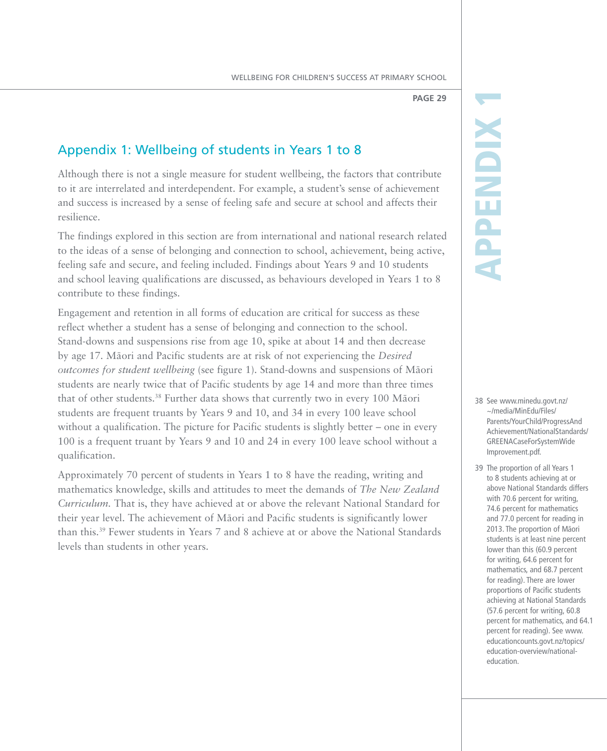## Appendix 1: Wellbeing of students in Years 1 to 8

Although there is not a single measure for student wellbeing, the factors that contribute to it are interrelated and interdependent. For example, a student's sense of achievement and success is increased by a sense of feeling safe and secure at school and affects their resilience.

The findings explored in this section are from international and national research related to the ideas of a sense of belonging and connection to school, achievement, being active, feeling safe and secure, and feeling included. Findings about Years 9 and 10 students and school leaving qualifications are discussed, as behaviours developed in Years 1 to 8 contribute to these findings.

Engagement and retention in all forms of education are critical for success as these reflect whether a student has a sense of belonging and connection to the school. Stand-downs and suspensions rise from age 10, spike at about 14 and then decrease by age 17. Māori and Pacific students are at risk of not experiencing the *Desired outcomes for student wellbeing* (see figure 1). Stand-downs and suspensions of Māori students are nearly twice that of Pacific students by age 14 and more than three times that of other students.[38] Further data shows that currently two in every 100 Māori students are frequent truants by Years 9 and 10, and 34 in every 100 leave school without a qualification. The picture for Pacific students is slightly better – one in every 100 is a frequent truant by Years 9 and 10 and 24 in every 100 leave school without a qualification.

Approximately 70 percent of students in Years 1 to 8 have the reading, writing and mathematics knowledge, skills and attitudes to meet the demands of *The New Zealand Curriculum*. That is, they have achieved at or above the relevant National Standard for their year level. The achievement of Māori and Pacific students is significantly lower than this.[39] Fewer students in Years 7 and 8 achieve at or above the National Standards levels than students in other years.

38 See www.minedu.govt.nz/~/media/MinEdu/Files/Parents/YourChild/ProgressAndAchievement/NationalStandards/GREENACaseForSystemWideImprovement.pdf.

39 The proportion of all Years 1 to 8 students achieving at or above National Standards differs with 70.6 percent for writing, 74.6 percent for mathematics and 77.0 percent for reading in 2013. The proportion of Māori students is at least nine percent lower than this (60.9 percent for writing, 64.6 percent for mathematics, and 68.7 percent for reading). There are lower proportions of Pacific students achieving at National Standards (57.6 percent for writing, 60.8 percent for mathematics, and 64.1 percent for reading). See www.educationcounts.govt.nz/topics/education-overview/national-education.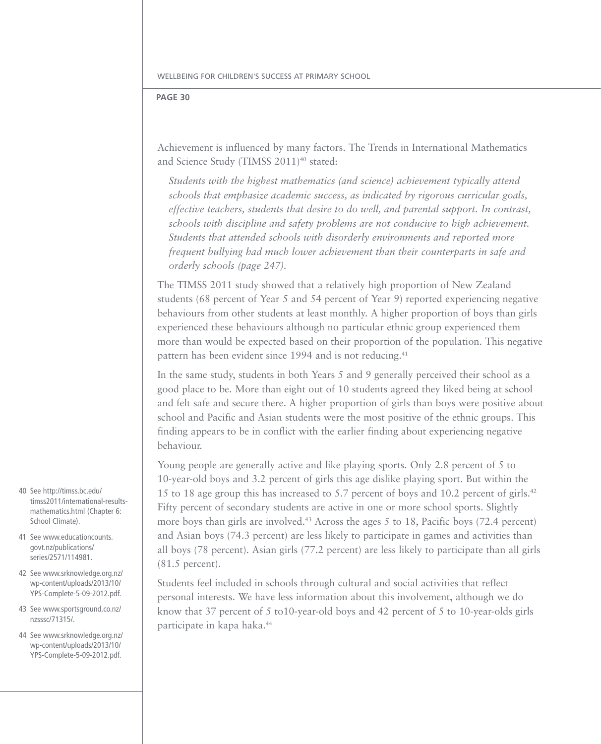Achievement is influenced by many factors. The Trends in International Mathematics and Science Study (TIMSS 2011)[40] stated:

> *Students with the highest mathematics (and science) achievement typically attend schools that emphasize academic success, as indicated by rigorous curricular goals, effective teachers, students that desire to do well, and parental support. In contrast, schools with discipline and safety problems are not conducive to high achievement. Students that attended schools with disorderly environments and reported more frequent bullying had much lower achievement than their counterparts in safe and orderly schools (page 247).*

The TIMSS 2011 study showed that a relatively high proportion of New Zealand students (68 percent of Year 5 and 54 percent of Year 9) reported experiencing negative behaviours from other students at least monthly. A higher proportion of boys than girls experienced these behaviours although no particular ethnic group experienced them more than would be expected based on their proportion of the population. This negative pattern has been evident since 1994 and is not reducing.[41]

In the same study, students in both Years 5 and 9 generally perceived their school as a good place to be. More than eight out of 10 students agreed they liked being at school and felt safe and secure there. A higher proportion of girls than boys were positive about school and Pacific and Asian students were the most positive of the ethnic groups. This finding appears to be in conflict with the earlier finding about experiencing negative behaviour.

Young people are generally active and like playing sports. Only 2.8 percent of 5 to 10-year-old boys and 3.2 percent of girls this age dislike playing sport. But within the 15 to 18 age group this has increased to 5.7 percent of boys and 10.2 percent of girls.[42] Fifty percent of secondary students are active in one or more school sports. Slightly more boys than girls are involved.[43] Across the ages 5 to 18, Pacific boys (72.4 percent) and Asian boys (74.3 percent) are less likely to participate in games and activities than all boys (78 percent). Asian girls (77.2 percent) are less likely to participate than all girls (81.5 percent).

Students feel included in schools through cultural and social activities that reflect personal interests. We have less information about this involvement, although we do know that 37 percent of 5 to10-year-old boys and 42 percent of 5 to 10-year-olds girls participate in kapa haka.[44]

---

40 See http://timss.bc.edu/timss2011/international-results-mathematics.html (Chapter 6: School Climate).

41 See www.educationcounts.govt.nz/publications/series/2571/114981.

42 See www.srknowledge.org.nz/wp-content/uploads/2013/10/YPS-Complete-5-09-2012.pdf.

43 See www.sportsground.co.nz/nzsssc/71315/.

44 See www.srknowledge.org.nz/wp-content/uploads/2013/10/YPS-Complete-5-09-2012.pdf.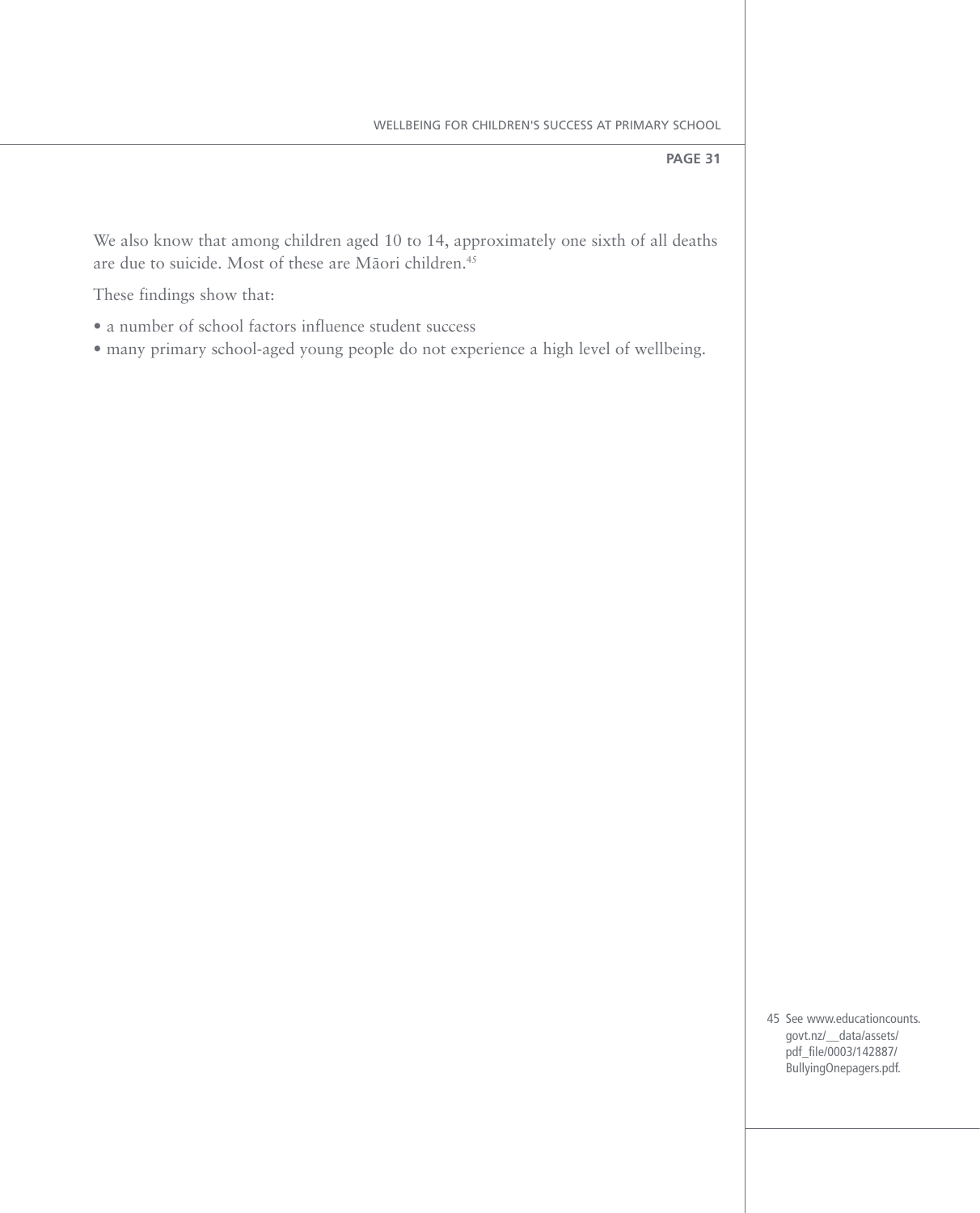We also know that among children aged 10 to 14, approximately one sixth of all deaths are due to suicide. Most of these are Māori children.[45]

These findings show that:

- a number of school factors influence student success
- many primary school-aged young people do not experience a high level of wellbeing.

45 See www.educationcounts.govt.nz/__data/assets/pdf_file/0003/142887/BullyingOnepagers.pdf.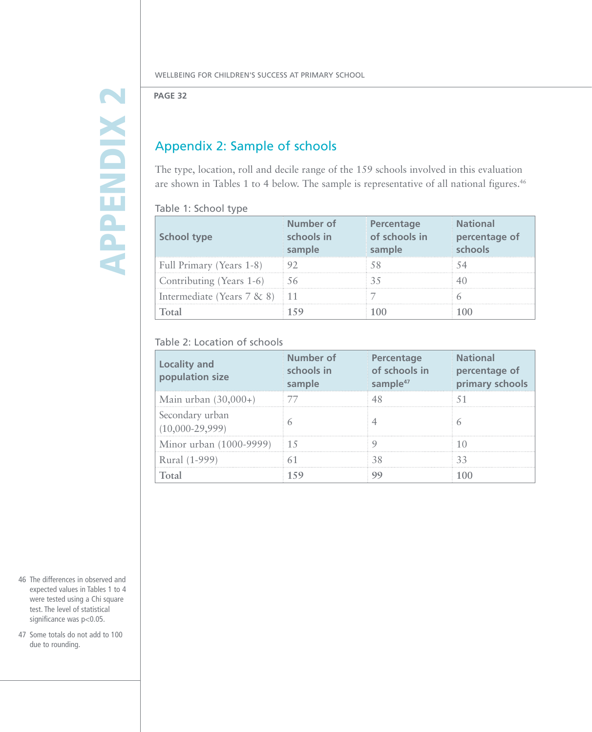# Appendix 2: Sample of schools

The type, location, roll and decile range of the 159 schools involved in this evaluation are shown in Tables 1 to 4 below. The sample is representative of all national figures.[46]

Table 1: School type

| School type | Number of schools in sample | Percentage of schools in sample | National percentage of schools |
|---|---|---|---|
| Full Primary (Years 1-8) | 92 | 58 | 54 |
| Contributing (Years 1-6) | 56 | 35 | 40 |
| Intermediate (Years 7 & 8) | 11 | 7 | 6 |
| **Total** | **159** | **100** | **100** |

Table 2: Location of schools

| Locality and population size | Number of schools in sample | Percentage of schools in sample[47] | National percentage of primary schools |
|---|---|---|---|
| Main urban (30,000+) | 77 | 48 | 51 |
| Secondary urban (10,000-29,999) | 6 | 4 | 6 |
| Minor urban (1000-9999) | 15 | 9 | 10 |
| Rural (1-999) | 61 | 38 | 33 |
| **Total** | **159** | **99** | **100** |

46 The differences in observed and expected values in Tables 1 to 4 were tested using a Chi square test. The level of statistical significance was $p<0.05$.

47 Some totals do not add to 100 due to rounding.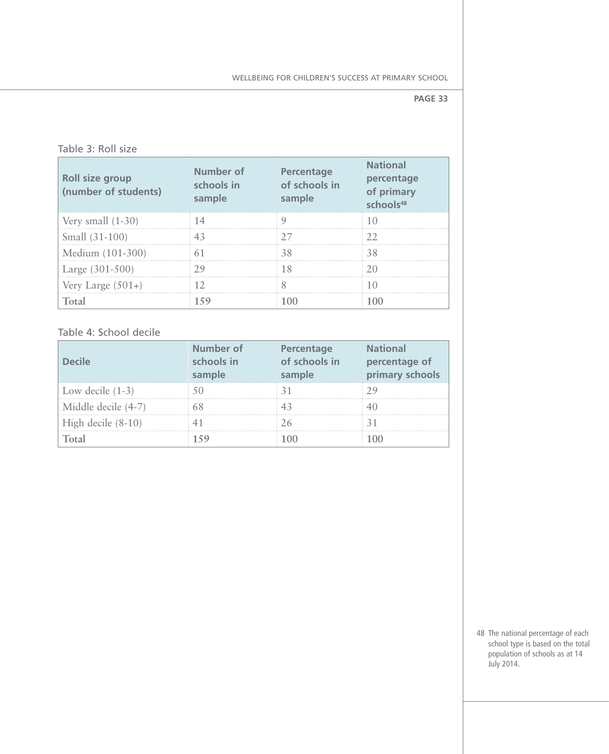Table 3: Roll size

| Roll size group (number of students) | Number of schools in sample | Percentage of schools in sample | National percentage of primary schools[48] |
|---|---|---|---|
| Very small (1-30) | 14 | 9 | 10 |
| Small (31-100) | 43 | 27 | 22 |
| Medium (101-300) | 61 | 38 | 38 |
| Large (301-500) | 29 | 18 | 20 |
| Very Large (501+) | 12 | 8 | 10 |
| **Total** | **159** | **100** | **100** |

Table 4: School decile

| Decile | Number of schools in sample | Percentage of schools in sample | National percentage of primary schools |
|---|---|---|---|
| Low decile (1-3) | 50 | 31 | 29 |
| Middle decile (4-7) | 68 | 43 | 40 |
| High decile (8-10) | 41 | 26 | 31 |
| **Total** | **159** | **100** | **100** |

48 The national percentage of each school type is based on the total population of schools as at 14 July 2014.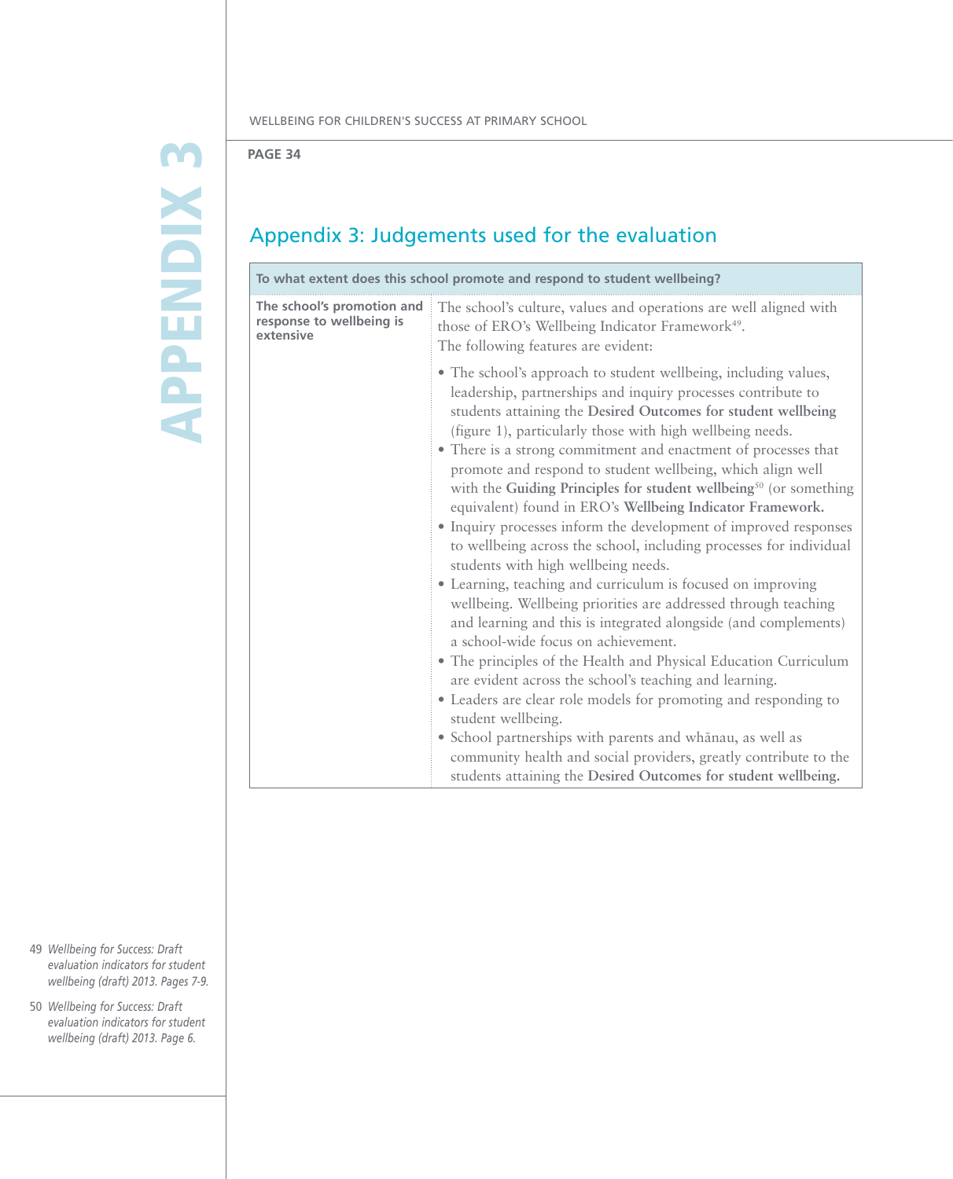# Appendix 3: Judgements used for the evaluation

| To what extent does this school promote and respond to student wellbeing? | |
|---|---|
| **The school's promotion and response to wellbeing is extensive** | The school's culture, values and operations are well aligned with those of ERO's Wellbeing Indicator Framework[49]. The following features are evident: <br>• The school's approach to student wellbeing, including values, leadership, partnerships and inquiry processes contribute to students attaining the **Desired Outcomes for student wellbeing** (figure 1), particularly those with high wellbeing needs. <br>• There is a strong commitment and enactment of processes that promote and respond to student wellbeing, which align well with the **Guiding Principles for student wellbeing**[50] (or something equivalent) found in ERO's **Wellbeing Indicator Framework.** <br>• Inquiry processes inform the development of improved responses to wellbeing across the school, including processes for individual students with high wellbeing needs. <br>• Learning, teaching and curriculum is focused on improving wellbeing. Wellbeing priorities are addressed through teaching and learning and this is integrated alongside (and complements) a school-wide focus on achievement. <br>• The principles of the Health and Physical Education Curriculum are evident across the school's teaching and learning. <br>• Leaders are clear role models for promoting and responding to student wellbeing. <br>• School partnerships with parents and whānau, as well as community health and social providers, greatly contribute to the students attaining the **Desired Outcomes for student wellbeing.** |

49 *Wellbeing for Success: Draft evaluation indicators for student wellbeing (draft) 2013. Pages 7-9.*

50 *Wellbeing for Success: Draft evaluation indicators for student wellbeing (draft) 2013. Page 6.*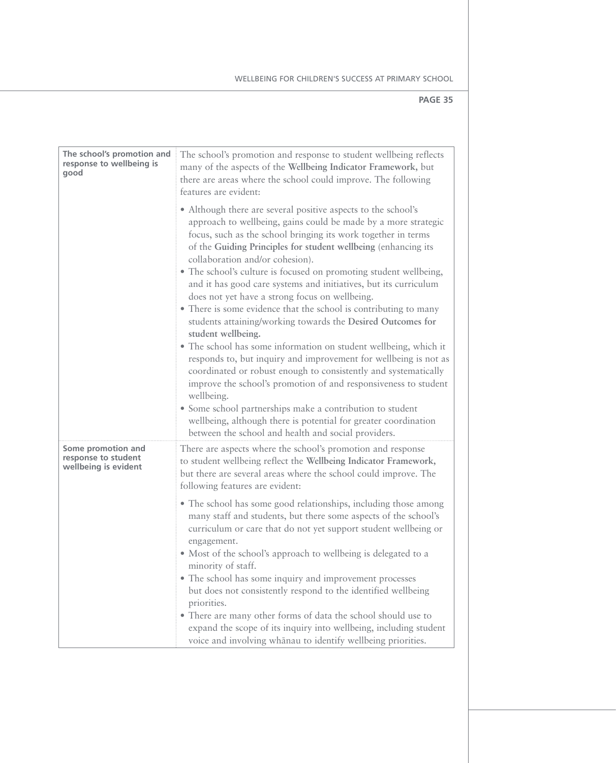| | |
|---|---|
| **The school's promotion and response to wellbeing is good** | The school's promotion and response to student wellbeing reflects many of the aspects of the **Wellbeing Indicator Framework,** but there are areas where the school could improve. The following features are evident:<br><br>• Although there are several positive aspects to the school's approach to wellbeing, gains could be made by a more strategic focus, such as the school bringing its work together in terms of the **Guiding Principles for student wellbeing** (enhancing its collaboration and/or cohesion).<br>• The school's culture is focused on promoting student wellbeing, and it has good care systems and initiatives, but its curriculum does not yet have a strong focus on wellbeing.<br>• There is some evidence that the school is contributing to many students attaining/working towards the **Desired Outcomes for student wellbeing.**<br>• The school has some information on student wellbeing, which it responds to, but inquiry and improvement for wellbeing is not as coordinated or robust enough to consistently and systematically improve the school's promotion of and responsiveness to student wellbeing.<br>• Some school partnerships make a contribution to student wellbeing, although there is potential for greater coordination between the school and health and social providers. |
| **Some promotion and response to student wellbeing is evident** | There are aspects where the school's promotion and response to student wellbeing reflect the **Wellbeing Indicator Framework,** but there are several areas where the school could improve. The following features are evident:<br><br>• The school has some good relationships, including those among many staff and students, but there some aspects of the school's curriculum or care that do not yet support student wellbeing or engagement.<br>• Most of the school's approach to wellbeing is delegated to a minority of staff.<br>• The school has some inquiry and improvement processes but does not consistently respond to the identified wellbeing priorities.<br>• There are many other forms of data the school should use to expand the scope of its inquiry into wellbeing, including student voice and involving whānau to identify wellbeing priorities. |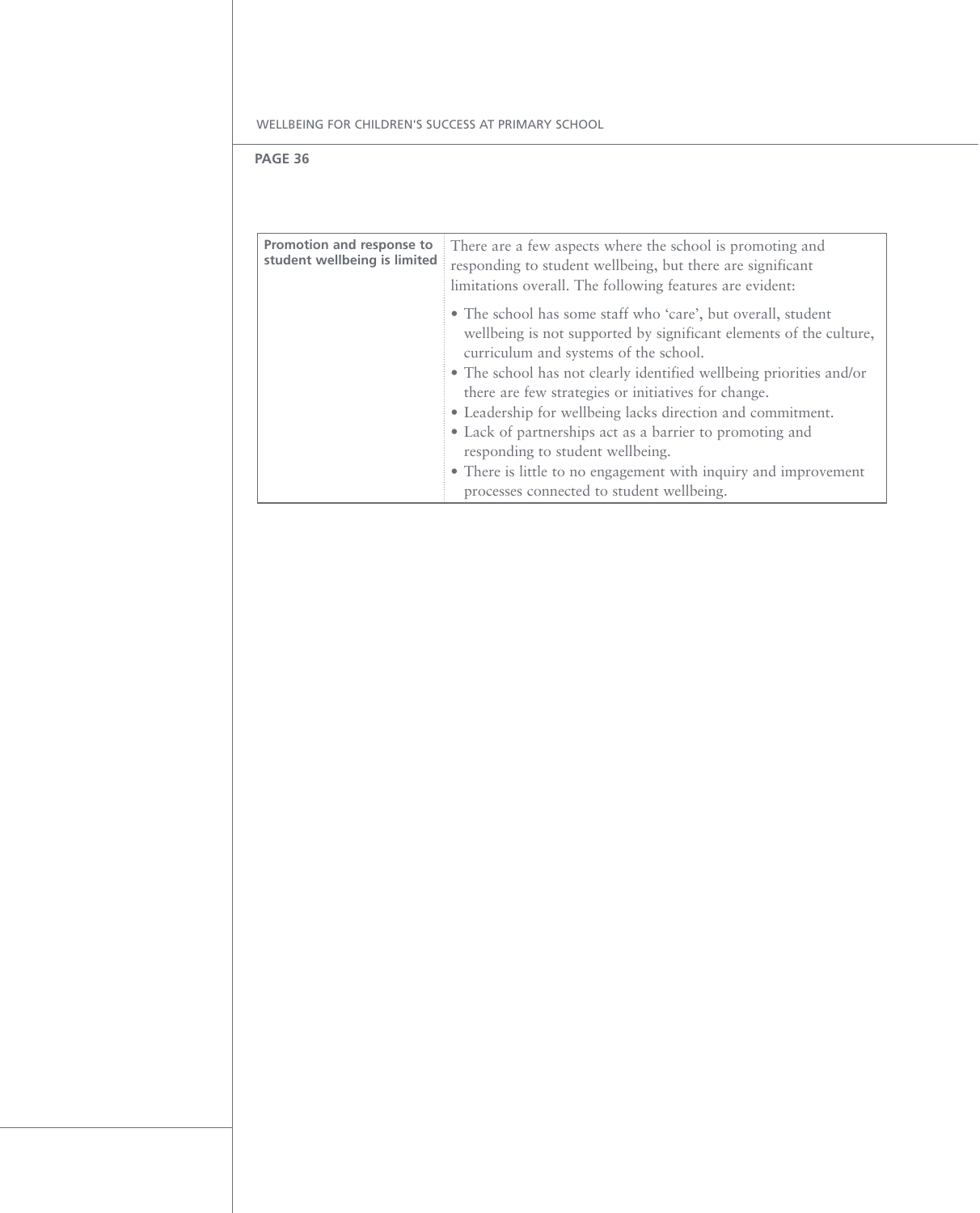| Promotion and response to student wellbeing is limited | There are a few aspects where the school is promoting and responding to student wellbeing, but there are significant limitations overall. The following features are evident:<br>• The school has some staff who 'care', but overall, student wellbeing is not supported by significant elements of the culture, curriculum and systems of the school.<br>• The school has not clearly identified wellbeing priorities and/or there are few strategies or initiatives for change.<br>• Leadership for wellbeing lacks direction and commitment.<br>• Lack of partnerships act as a barrier to promoting and responding to student wellbeing.<br>• There is little to no engagement with inquiry and improvement processes connected to student wellbeing. |
|---|---|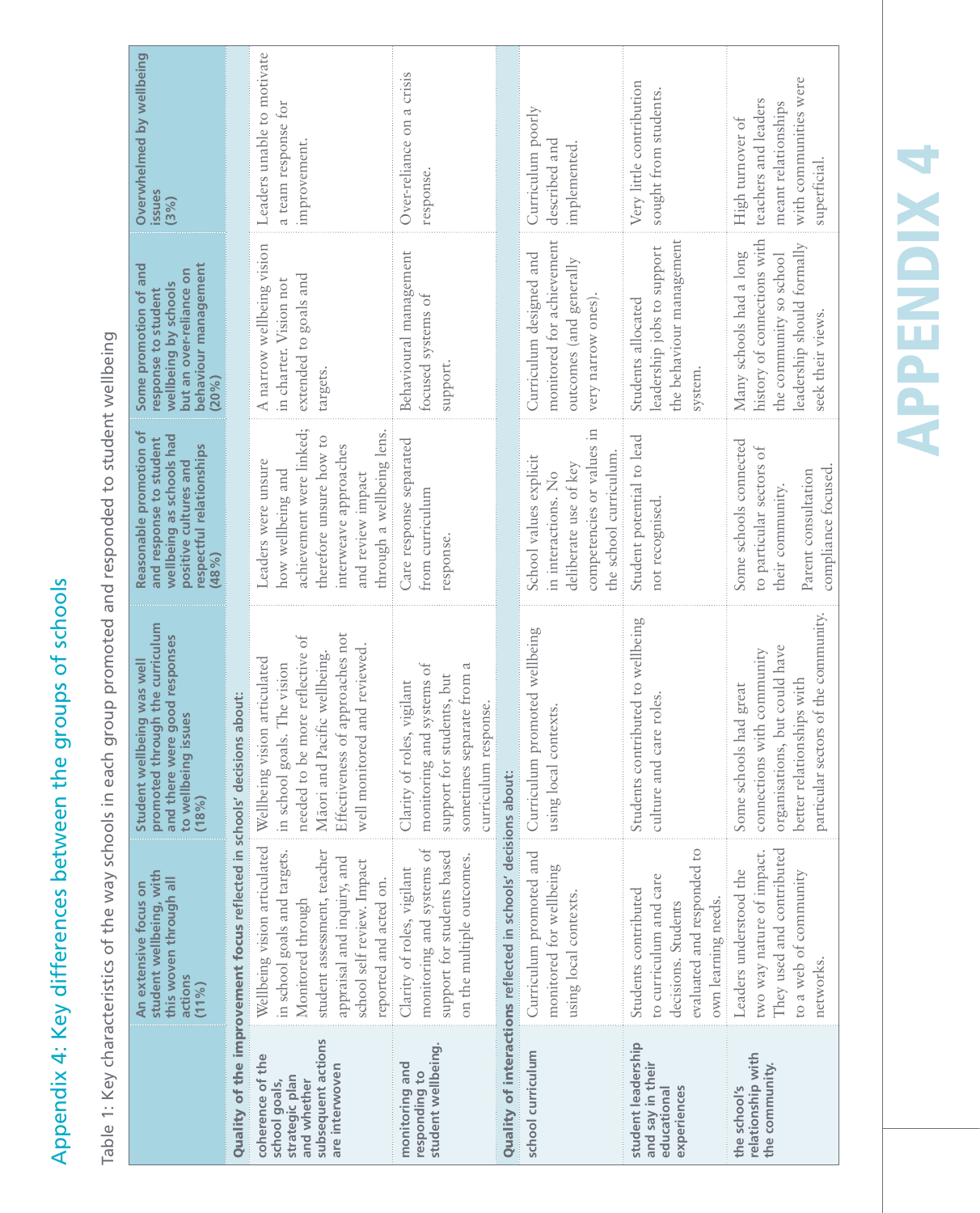# Appendix 4: Key differences between the groups of schools

Table 1: Key characteristics of the way schools in each group promoted and responded to student wellbeing

| | An extensive focus on student wellbeing, with this woven through all actions (11%) | Student wellbeing was well promoted through the curriculum and there were good responses to wellbeing issues (18%) | Reasonable promotion of and response to student wellbeing as schools had positive cultures and respectful relationships (48%) | Some promotion of and response to student wellbeing by schools but an over-reliance on behaviour management (20%) | Overwhelmed by wellbeing issues (3%) |
|---|---|---|---|---|---|
| **Quality of the improvement focus reflected in schools' decisions about:** | | | | | |
| **coherence of the school goals, strategic plan and whether subsequent actions are interwoven** | Wellbeing vision articulated in school goals and targets. Monitored through student assessment, teacher appraisal and inquiry, and school self review. Impact reported and acted on. | Wellbeing vision articulated in school goals. The vision needed to be more reflective of Māori and Pacific wellbeing. Effectiveness of approaches not well monitored and reviewed. | Leaders were unsure how wellbeing and achievement were linked; therefore unsure how to interweave approaches and review impact through a wellbeing lens. | A narrow wellbeing vision in charter. Vision not extended to goals and targets. | Leaders unable to motivate a team response for improvement. |
| **monitoring and responding to student wellbeing.** | Clarity of roles, vigilant monitoring and systems of support for students based on the multiple outcomes. | Clarity of roles, vigilant monitoring and systems of support for students, but sometimes separate from a curriculum response. | Care response separated from curriculum response. | Behavioural management focused systems of support. | Over-reliance on a crisis response. |
| **Quality of interactions reflected in schools' decisions about:** | | | | | |
| **school curriculum** | Curriculum promoted and monitored for wellbeing using local contexts. | Curriculum promoted wellbeing using local contexts. | School values explicit in interactions. No deliberate use of key competencies or values in the school curriculum. | Curriculum designed and monitored for achievement outcomes (and generally very narrow ones). | Curriculum poorly described and implemented. |
| **student leadership and say in their educational experiences** | Students contributed to curriculum and care decisions. Students evaluated and responded to own learning needs. | Students contributed to wellbeing culture and care roles. | Student potential to lead not recognised. | Students allocated leadership jobs to support the behaviour management system. | Very little contribution sought from students. |
| **the school's relationship with the community.** | Leaders understood the two way nature of impact. They used and contributed to a web of community networks. | Some schools had great connections with community organisations, but could have better relationships with particular sectors of the community. | Some schools connected to particular sectors of their community.<br><br>Parent consultation compliance focused. | Many schools had a long history of connections with the community so school leadership should formally seek their views. | High turnover of teachers and leaders meant relationships with communities were superficial. |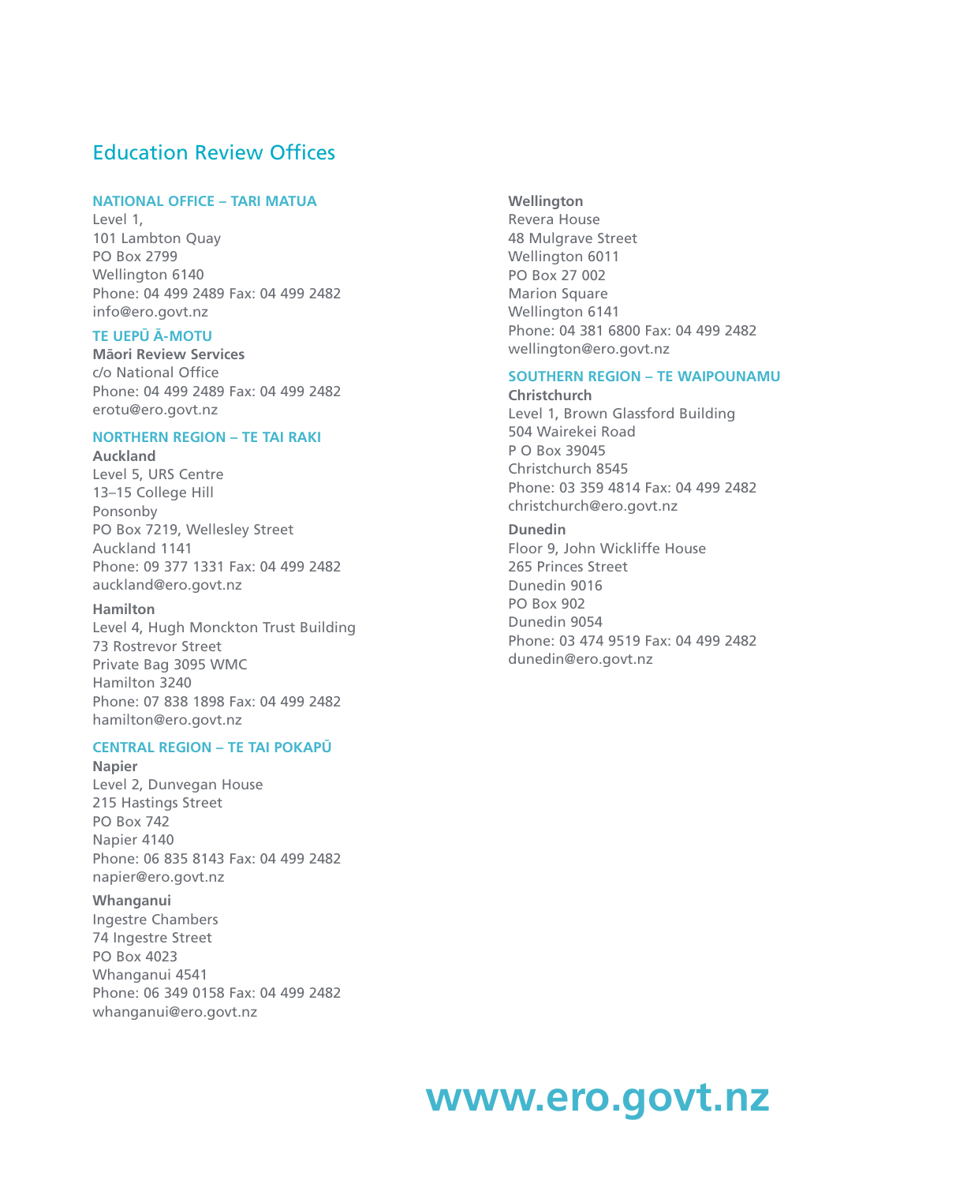# Education Review Offices

### NATIONAL OFFICE – TARI MATUA

Level 1,
101 Lambton Quay
PO Box 2799
Wellington 6140
Phone: 04 499 2489 Fax: 04 499 2482
info@ero.govt.nz

### TE UEPŪ Ā-MOTU

**Māori Review Services**
c/o National Office
Phone: 04 499 2489 Fax: 04 499 2482
erotu@ero.govt.nz

### NORTHERN REGION – TE TAI RAKI

**Auckland**
Level 5, URS Centre
13–15 College Hill
Ponsonby
PO Box 7219, Wellesley Street
Auckland 1141
Phone: 09 377 1331 Fax: 04 499 2482
auckland@ero.govt.nz

**Hamilton**
Level 4, Hugh Monckton Trust Building
73 Rostrevor Street
Private Bag 3095 WMC
Hamilton 3240
Phone: 07 838 1898 Fax: 04 499 2482
hamilton@ero.govt.nz

### CENTRAL REGION – TE TAI POKAPŪ

**Napier**
Level 2, Dunvegan House
215 Hastings Street
PO Box 742
Napier 4140
Phone: 06 835 8143 Fax: 04 499 2482
napier@ero.govt.nz

**Whanganui**
Ingestre Chambers
74 Ingestre Street
PO Box 4023
Whanganui 4541
Phone: 06 349 0158 Fax: 04 499 2482
whanganui@ero.govt.nz

**Wellington**
Revera House
48 Mulgrave Street
Wellington 6011
PO Box 27 002
Marion Square
Wellington 6141
Phone: 04 381 6800 Fax: 04 499 2482
wellington@ero.govt.nz

### SOUTHERN REGION – TE WAIPOUNAMU

**Christchurch**
Level 1, Brown Glassford Building
504 Wairekei Road
P O Box 39045
Christchurch 8545
Phone: 03 359 4814 Fax: 04 499 2482
christchurch@ero.govt.nz

**Dunedin**
Floor 9, John Wickliffe House
265 Princes Street
Dunedin 9016
PO Box 902
Dunedin 9054
Phone: 03 474 9519 Fax: 04 499 2482
dunedin@ero.govt.nz

**www.ero.govt.nz**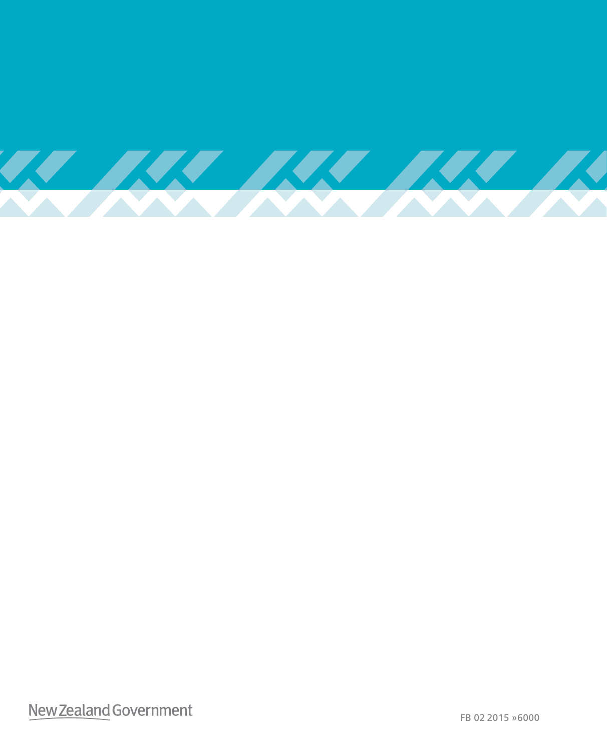New Zealand Government

FB 02 2015 »6000